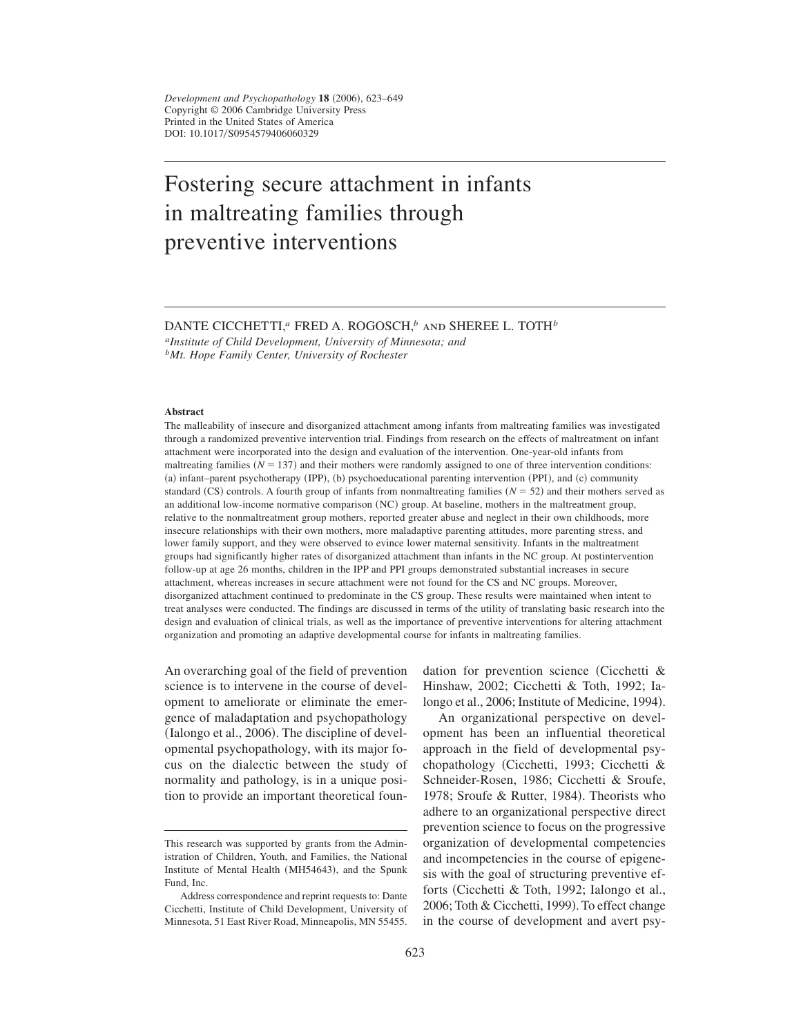# Fostering secure attachment in infants in maltreating families through preventive interventions

DANTE CICCHETTI,[a] FRED A. ROGOSCH,[b] AND SHEREE L. TOTH[b]

[a]*Institute of Child Development, University of Minnesota; and*
[b]*Mt. Hope Family Center, University of Rochester*

## Abstract

The malleability of insecure and disorganized attachment among infants from maltreating families was investigated through a randomized preventive intervention trial. Findings from research on the effects of maltreatment on infant attachment were incorporated into the design and evaluation of the intervention. One-year-old infants from maltreating families ($N = 137$) and their mothers were randomly assigned to one of three intervention conditions: (a) infant–parent psychotherapy (IPP), (b) psychoeducational parenting intervention (PPI), and (c) community standard (CS) controls. A fourth group of infants from nonmaltreating families ($N = 52$) and their mothers served as an additional low-income normative comparison (NC) group. At baseline, mothers in the maltreatment group, relative to the nonmaltreatment group mothers, reported greater abuse and neglect in their own childhoods, more insecure relationships with their own mothers, more maladaptive parenting attitudes, more parenting stress, and lower family support, and they were observed to evince lower maternal sensitivity. Infants in the maltreatment groups had significantly higher rates of disorganized attachment than infants in the NC group. At postintervention follow-up at age 26 months, children in the IPP and PPI groups demonstrated substantial increases in secure attachment, whereas increases in secure attachment were not found for the CS and NC groups. Moreover, disorganized attachment continued to predominate in the CS group. These results were maintained when intent to treat analyses were conducted. The findings are discussed in terms of the utility of translating basic research into the design and evaluation of clinical trials, as well as the importance of preventive interventions for altering attachment organization and promoting an adaptive developmental course for infants in maltreating families.

An overarching goal of the field of prevention science is to intervene in the course of development to ameliorate or eliminate the emergence of maladaptation and psychopathology (Ialongo et al., 2006). The discipline of developmental psychopathology, with its major focus on the dialectic between the study of normality and pathology, is in a unique position to provide an important theoretical foundation for prevention science (Cicchetti & Hinshaw, 2002; Cicchetti & Toth, 1992; Ialongo et al., 2006; Institute of Medicine, 1994).

An organizational perspective on development has been an influential theoretical approach in the field of developmental psychopathology (Cicchetti, 1993; Cicchetti & Schneider-Rosen, 1986; Cicchetti & Sroufe, 1978; Sroufe & Rutter, 1984). Theorists who adhere to an organizational perspective direct prevention science to focus on the progressive organization of developmental competencies and incompetencies in the course of epigenesis with the goal of structuring preventive efforts (Cicchetti & Toth, 1992; Ialongo et al., 2006; Toth & Cicchetti, 1999). To effect change in the course of development and avert psy-

---

This research was supported by grants from the Administration of Children, Youth, and Families, the National Institute of Mental Health (MH54643), and the Spunk Fund, Inc.

Address correspondence and reprint requests to: Dante Cicchetti, Institute of Child Development, University of Minnesota, 51 East River Road, Minneapolis, MN 55455.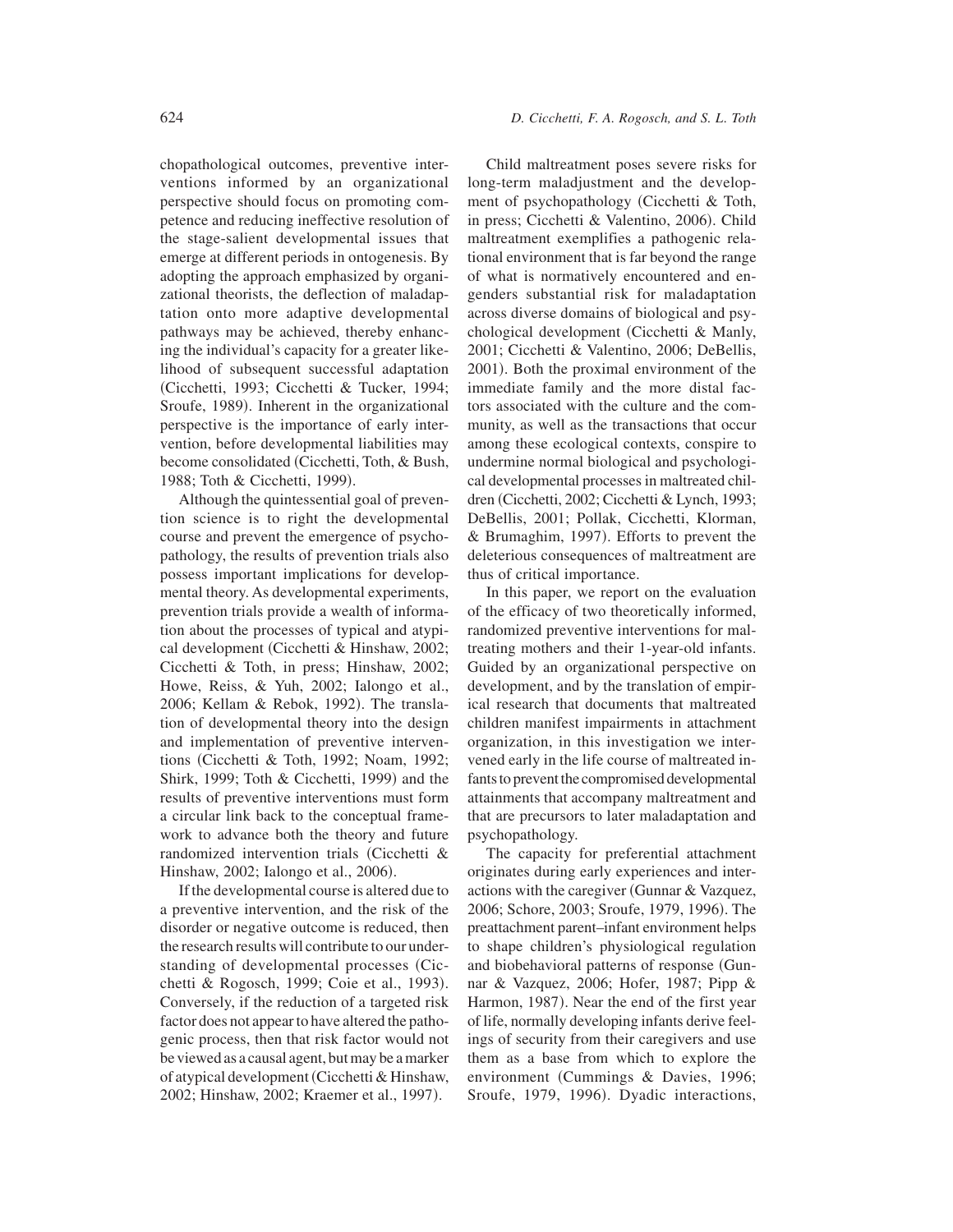chopathological outcomes, preventive interventions informed by an organizational perspective should focus on promoting competence and reducing ineffective resolution of the stage-salient developmental issues that emerge at different periods in ontogenesis. By adopting the approach emphasized by organizational theorists, the deflection of maladaptation onto more adaptive developmental pathways may be achieved, thereby enhancing the individual's capacity for a greater likelihood of subsequent successful adaptation (Cicchetti, 1993; Cicchetti & Tucker, 1994; Sroufe, 1989). Inherent in the organizational perspective is the importance of early intervention, before developmental liabilities may become consolidated (Cicchetti, Toth, & Bush, 1988; Toth & Cicchetti, 1999).

Although the quintessential goal of prevention science is to right the developmental course and prevent the emergence of psychopathology, the results of prevention trials also possess important implications for developmental theory. As developmental experiments, prevention trials provide a wealth of information about the processes of typical and atypical development (Cicchetti & Hinshaw, 2002; Cicchetti & Toth, in press; Hinshaw, 2002; Howe, Reiss, & Yuh, 2002; Ialongo et al., 2006; Kellam & Rebok, 1992). The translation of developmental theory into the design and implementation of preventive interventions (Cicchetti & Toth, 1992; Noam, 1992; Shirk, 1999; Toth & Cicchetti, 1999) and the results of preventive interventions must form a circular link back to the conceptual framework to advance both the theory and future randomized intervention trials (Cicchetti & Hinshaw, 2002; Ialongo et al., 2006).

If the developmental course is altered due to a preventive intervention, and the risk of the disorder or negative outcome is reduced, then the research results will contribute to our understanding of developmental processes (Cicchetti & Rogosch, 1999; Coie et al., 1993). Conversely, if the reduction of a targeted risk factor does not appear to have altered the pathogenic process, then that risk factor would not be viewed as a causal agent, but may be a marker of atypical development (Cicchetti & Hinshaw, 2002; Hinshaw, 2002; Kraemer et al., 1997).

Child maltreatment poses severe risks for long-term maladjustment and the development of psychopathology (Cicchetti & Toth, in press; Cicchetti & Valentino, 2006). Child maltreatment exemplifies a pathogenic relational environment that is far beyond the range of what is normatively encountered and engenders substantial risk for maladaptation across diverse domains of biological and psychological development (Cicchetti & Manly, 2001; Cicchetti & Valentino, 2006; DeBellis, 2001). Both the proximal environment of the immediate family and the more distal factors associated with the culture and the community, as well as the transactions that occur among these ecological contexts, conspire to undermine normal biological and psychological developmental processes in maltreated children (Cicchetti, 2002; Cicchetti & Lynch, 1993; DeBellis, 2001; Pollak, Cicchetti, Klorman, & Brumaghim, 1997). Efforts to prevent the deleterious consequences of maltreatment are thus of critical importance.

In this paper, we report on the evaluation of the efficacy of two theoretically informed, randomized preventive interventions for maltreating mothers and their 1-year-old infants. Guided by an organizational perspective on development, and by the translation of empirical research that documents that maltreated children manifest impairments in attachment organization, in this investigation we intervened early in the life course of maltreated infants to prevent the compromised developmental attainments that accompany maltreatment and that are precursors to later maladaptation and psychopathology.

The capacity for preferential attachment originates during early experiences and interactions with the caregiver (Gunnar & Vazquez, 2006; Schore, 2003; Sroufe, 1979, 1996). The preattachment parent–infant environment helps to shape children's physiological regulation and biobehavioral patterns of response (Gunnar & Vazquez, 2006; Hofer, 1987; Pipp & Harmon, 1987). Near the end of the first year of life, normally developing infants derive feelings of security from their caregivers and use them as a base from which to explore the environment (Cummings & Davies, 1996; Sroufe, 1979, 1996). Dyadic interactions,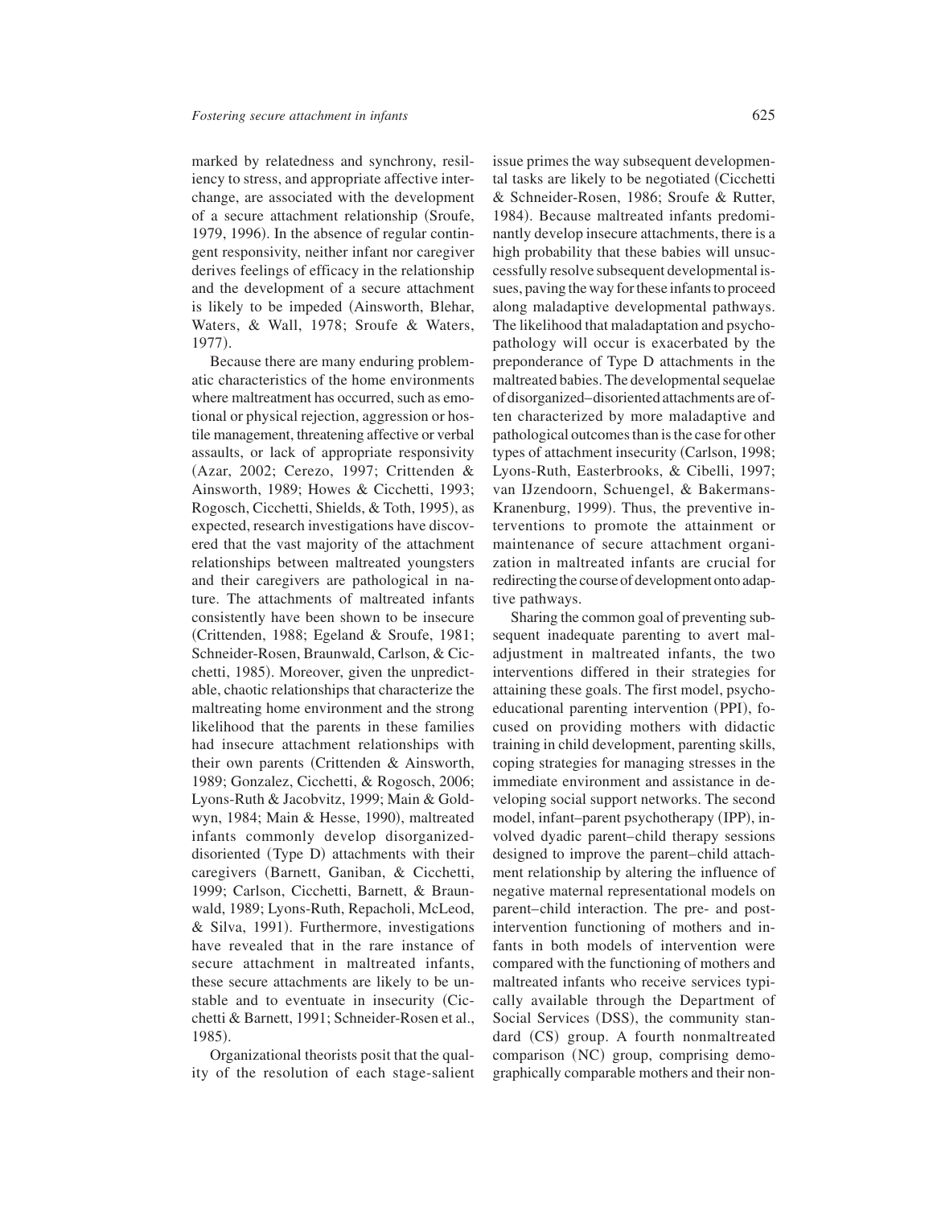marked by relatedness and synchrony, resiliency to stress, and appropriate affective interchange, are associated with the development of a secure attachment relationship (Sroufe, 1979, 1996). In the absence of regular contingent responsivity, neither infant nor caregiver derives feelings of efficacy in the relationship and the development of a secure attachment is likely to be impeded (Ainsworth, Blehar, Waters, & Wall, 1978; Sroufe & Waters, 1977).

Because there are many enduring problematic characteristics of the home environments where maltreatment has occurred, such as emotional or physical rejection, aggression or hostile management, threatening affective or verbal assaults, or lack of appropriate responsivity (Azar, 2002; Cerezo, 1997; Crittenden & Ainsworth, 1989; Howes & Cicchetti, 1993; Rogosch, Cicchetti, Shields, & Toth, 1995), as expected, research investigations have discovered that the vast majority of the attachment relationships between maltreated youngsters and their caregivers are pathological in nature. The attachments of maltreated infants consistently have been shown to be insecure (Crittenden, 1988; Egeland & Sroufe, 1981; Schneider-Rosen, Braunwald, Carlson, & Cicchetti, 1985). Moreover, given the unpredictable, chaotic relationships that characterize the maltreating home environment and the strong likelihood that the parents in these families had insecure attachment relationships with their own parents (Crittenden & Ainsworth, 1989; Gonzalez, Cicchetti, & Rogosch, 2006; Lyons-Ruth & Jacobvitz, 1999; Main & Goldwyn, 1984; Main & Hesse, 1990), maltreated infants commonly develop disorganized-disoriented (Type D) attachments with their caregivers (Barnett, Ganiban, & Cicchetti, 1999; Carlson, Cicchetti, Barnett, & Braunwald, 1989; Lyons-Ruth, Repacholi, McLeod, & Silva, 1991). Furthermore, investigations have revealed that in the rare instance of secure attachment in maltreated infants, these secure attachments are likely to be unstable and to eventuate in insecurity (Cicchetti & Barnett, 1991; Schneider-Rosen et al., 1985).

Organizational theorists posit that the quality of the resolution of each stage-salient issue primes the way subsequent developmental tasks are likely to be negotiated (Cicchetti & Schneider-Rosen, 1986; Sroufe & Rutter, 1984). Because maltreated infants predominantly develop insecure attachments, there is a high probability that these babies will unsuccessfully resolve subsequent developmental issues, paving the way for these infants to proceed along maladaptive developmental pathways. The likelihood that maladaptation and psychopathology will occur is exacerbated by the preponderance of Type D attachments in the maltreated babies. The developmental sequelae of disorganized–disoriented attachments are often characterized by more maladaptive and pathological outcomes than is the case for other types of attachment insecurity (Carlson, 1998; Lyons-Ruth, Easterbrooks, & Cibelli, 1997; van IJzendoorn, Schuengel, & Bakermans-Kranenburg, 1999). Thus, the preventive interventions to promote the attainment or maintenance of secure attachment organization in maltreated infants are crucial for redirecting the course of development onto adaptive pathways.

Sharing the common goal of preventing subsequent inadequate parenting to avert maladjustment in maltreated infants, the two interventions differed in their strategies for attaining these goals. The first model, psychoeducational parenting intervention (PPI), focused on providing mothers with didactic training in child development, parenting skills, coping strategies for managing stresses in the immediate environment and assistance in developing social support networks. The second model, infant–parent psychotherapy (IPP), involved dyadic parent–child therapy sessions designed to improve the parent–child attachment relationship by altering the influence of negative maternal representational models on parent–child interaction. The pre- and postintervention functioning of mothers and infants in both models of intervention were compared with the functioning of mothers and maltreated infants who receive services typically available through the Department of Social Services (DSS), the community standard (CS) group. A fourth nonmaltreated comparison (NC) group, comprising demographically comparable mothers and their non-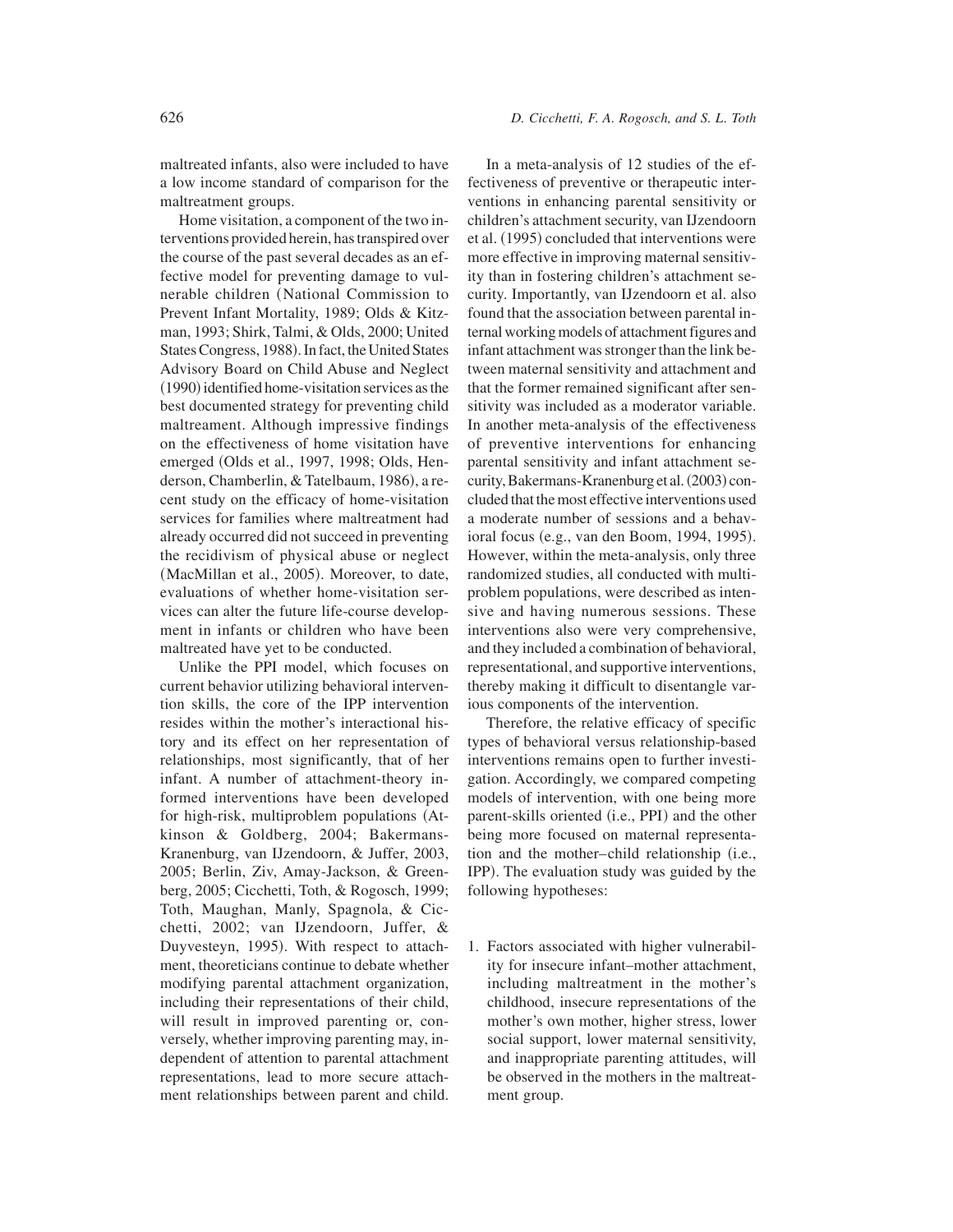maltreated infants, also were included to have a low income standard of comparison for the maltreatment groups.

Home visitation, a component of the two interventions provided herein, has transpired over the course of the past several decades as an effective model for preventing damage to vulnerable children (National Commission to Prevent Infant Mortality, 1989; Olds & Kitzman, 1993; Shirk, Talmi, & Olds, 2000; United States Congress, 1988). In fact, the United States Advisory Board on Child Abuse and Neglect (1990) identified home-visitation services as the best documented strategy for preventing child maltreament. Although impressive findings on the effectiveness of home visitation have emerged (Olds et al., 1997, 1998; Olds, Henderson, Chamberlin, & Tatelbaum, 1986), a recent study on the efficacy of home-visitation services for families where maltreatment had already occurred did not succeed in preventing the recidivism of physical abuse or neglect (MacMillan et al., 2005). Moreover, to date, evaluations of whether home-visitation services can alter the future life-course development in infants or children who have been maltreated have yet to be conducted.

Unlike the PPI model, which focuses on current behavior utilizing behavioral intervention skills, the core of the IPP intervention resides within the mother's interactional history and its effect on her representation of relationships, most significantly, that of her infant. A number of attachment-theory informed interventions have been developed for high-risk, multiproblem populations (Atkinson & Goldberg, 2004; Bakermans-Kranenburg, van IJzendoorn, & Juffer, 2003, 2005; Berlin, Ziv, Amay-Jackson, & Greenberg, 2005; Cicchetti, Toth, & Rogosch, 1999; Toth, Maughan, Manly, Spagnola, & Cicchetti, 2002; van IJzendoorn, Juffer, & Duyvesteyn, 1995). With respect to attachment, theoreticians continue to debate whether modifying parental attachment organization, including their representations of their child, will result in improved parenting or, conversely, whether improving parenting may, independent of attention to parental attachment representations, lead to more secure attachment relationships between parent and child.

In a meta-analysis of 12 studies of the effectiveness of preventive or therapeutic interventions in enhancing parental sensitivity or children's attachment security, van IJzendoorn et al. (1995) concluded that interventions were more effective in improving maternal sensitivity than in fostering children's attachment security. Importantly, van IJzendoorn et al. also found that the association between parental internal working models of attachment figures and infant attachment was stronger than the link between maternal sensitivity and attachment and that the former remained significant after sensitivity was included as a moderator variable. In another meta-analysis of the effectiveness of preventive interventions for enhancing parental sensitivity and infant attachment security, Bakermans-Kranenburg et al. (2003) concluded that the most effective interventions used a moderate number of sessions and a behavioral focus (e.g., van den Boom, 1994, 1995). However, within the meta-analysis, only three randomized studies, all conducted with multiproblem populations, were described as intensive and having numerous sessions. These interventions also were very comprehensive, and they included a combination of behavioral, representational, and supportive interventions, thereby making it difficult to disentangle various components of the intervention.

Therefore, the relative efficacy of specific types of behavioral versus relationship-based interventions remains open to further investigation. Accordingly, we compared competing models of intervention, with one being more parent-skills oriented (i.e., PPI) and the other being more focused on maternal representation and the mother–child relationship (i.e., IPP). The evaluation study was guided by the following hypotheses:

1. Factors associated with higher vulnerability for insecure infant–mother attachment, including maltreatment in the mother's childhood, insecure representations of the mother's own mother, higher stress, lower social support, lower maternal sensitivity, and inappropriate parenting attitudes, will be observed in the mothers in the maltreatment group.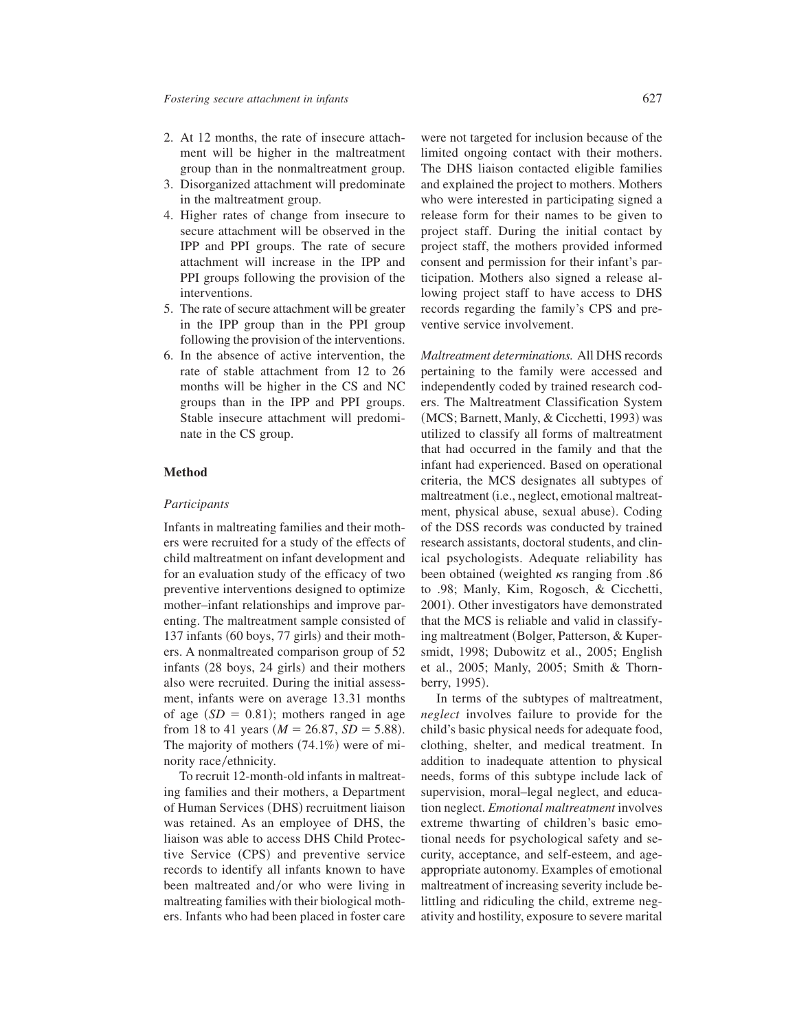2. At 12 months, the rate of insecure attachment will be higher in the maltreatment group than in the nonmaltreatment group.
3. Disorganized attachment will predominate in the maltreatment group.
4. Higher rates of change from insecure to secure attachment will be observed in the IPP and PPI groups. The rate of secure attachment will increase in the IPP and PPI groups following the provision of the interventions.
5. The rate of secure attachment will be greater in the IPP group than in the PPI group following the provision of the interventions.
6. In the absence of active intervention, the rate of stable attachment from 12 to 26 months will be higher in the CS and NC groups than in the IPP and PPI groups. Stable insecure attachment will predominate in the CS group.

## Method

### *Participants*

Infants in maltreating families and their mothers were recruited for a study of the effects of child maltreatment on infant development and for an evaluation study of the efficacy of two preventive interventions designed to optimize mother–infant relationships and improve parenting. The maltreatment sample consisted of 137 infants (60 boys, 77 girls) and their mothers. A nonmaltreated comparison group of 52 infants (28 boys, 24 girls) and their mothers also were recruited. During the initial assessment, infants were on average 13.31 months of age ($SD = 0.81$); mothers ranged in age from 18 to 41 years ($M = 26.87$, $SD = 5.88$). The majority of mothers (74.1%) were of minority race/ethnicity.

To recruit 12-month-old infants in maltreating families and their mothers, a Department of Human Services (DHS) recruitment liaison was retained. As an employee of DHS, the liaison was able to access DHS Child Protective Service (CPS) and preventive service records to identify all infants known to have been maltreated and/or who were living in maltreating families with their biological mothers. Infants who had been placed in foster care were not targeted for inclusion because of the limited ongoing contact with their mothers. The DHS liaison contacted eligible families and explained the project to mothers. Mothers who were interested in participating signed a release form for their names to be given to project staff. During the initial contact by project staff, the mothers provided informed consent and permission for their infant's participation. Mothers also signed a release allowing project staff to have access to DHS records regarding the family's CPS and preventive service involvement.

*Maltreatment determinations.* All DHS records pertaining to the family were accessed and independently coded by trained research coders. The Maltreatment Classification System (MCS; Barnett, Manly, & Cicchetti, 1993) was utilized to classify all forms of maltreatment that had occurred in the family and that the infant had experienced. Based on operational criteria, the MCS designates all subtypes of maltreatment (i.e., neglect, emotional maltreatment, physical abuse, sexual abuse). Coding of the DSS records was conducted by trained research assistants, doctoral students, and clinical psychologists. Adequate reliability has been obtained (weighted $\kappa$s ranging from .86 to .98; Manly, Kim, Rogosch, & Cicchetti, 2001). Other investigators have demonstrated that the MCS is reliable and valid in classifying maltreatment (Bolger, Patterson, & Kupersmidt, 1998; Dubowitz et al., 2005; English et al., 2005; Manly, 2005; Smith & Thornberry, 1995).

In terms of the subtypes of maltreatment, *neglect* involves failure to provide for the child's basic physical needs for adequate food, clothing, shelter, and medical treatment. In addition to inadequate attention to physical needs, forms of this subtype include lack of supervision, moral–legal neglect, and education neglect. *Emotional maltreatment* involves extreme thwarting of children's basic emotional needs for psychological safety and security, acceptance, and self-esteem, and age-appropriate autonomy. Examples of emotional maltreatment of increasing severity include belittling and ridiculing the child, extreme negativity and hostility, exposure to severe marital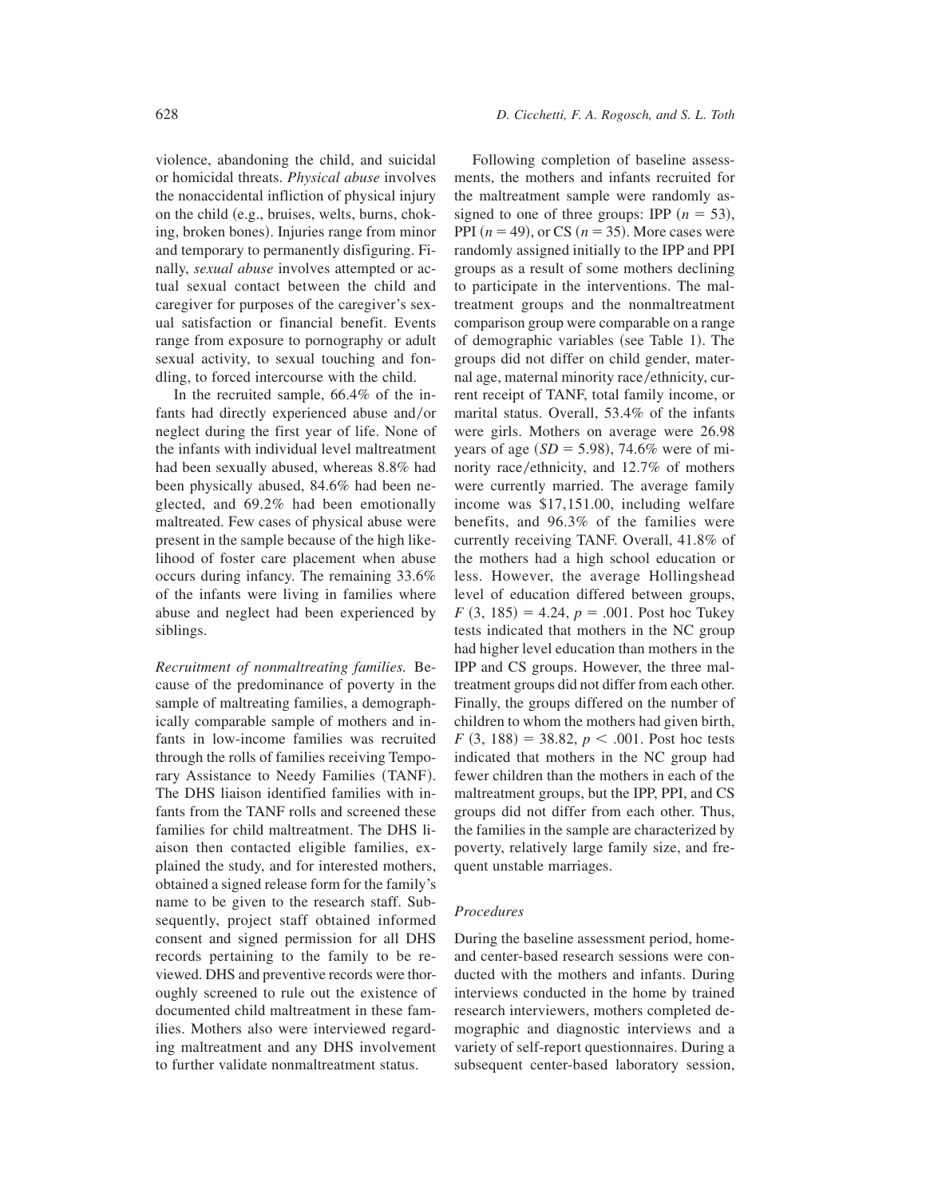violence, abandoning the child, and suicidal or homicidal threats. *Physical abuse* involves the nonaccidental infliction of physical injury on the child (e.g., bruises, welts, burns, choking, broken bones). Injuries range from minor and temporary to permanently disfiguring. Finally, *sexual abuse* involves attempted or actual sexual contact between the child and caregiver for purposes of the caregiver's sexual satisfaction or financial benefit. Events range from exposure to pornography or adult sexual activity, to sexual touching and fondling, to forced intercourse with the child.

In the recruited sample, 66.4% of the infants had directly experienced abuse and/or neglect during the first year of life. None of the infants with individual level maltreatment had been sexually abused, whereas 8.8% had been physically abused, 84.6% had been neglected, and 69.2% had been emotionally maltreated. Few cases of physical abuse were present in the sample because of the high likelihood of foster care placement when abuse occurs during infancy. The remaining 33.6% of the infants were living in families where abuse and neglect had been experienced by siblings.

*Recruitment of nonmaltreating families.* Because of the predominance of poverty in the sample of maltreating families, a demographically comparable sample of mothers and infants in low-income families was recruited through the rolls of families receiving Temporary Assistance to Needy Families (TANF). The DHS liaison identified families with infants from the TANF rolls and screened these families for child maltreatment. The DHS liaison then contacted eligible families, explained the study, and for interested mothers, obtained a signed release form for the family's name to be given to the research staff. Subsequently, project staff obtained informed consent and signed permission for all DHS records pertaining to the family to be reviewed. DHS and preventive records were thoroughly screened to rule out the existence of documented child maltreatment in these families. Mothers also were interviewed regarding maltreatment and any DHS involvement to further validate nonmaltreatment status.

Following completion of baseline assessments, the mothers and infants recruited for the maltreatment sample were randomly assigned to one of three groups: IPP ($n = 53$), PPI ($n = 49$), or CS ($n = 35$). More cases were randomly assigned initially to the IPP and PPI groups as a result of some mothers declining to participate in the interventions. The maltreatment groups and the nonmaltreatment comparison group were comparable on a range of demographic variables (see Table 1). The groups did not differ on child gender, maternal age, maternal minority race/ethnicity, current receipt of TANF, total family income, or marital status. Overall, 53.4% of the infants were girls. Mothers on average were 26.98 years of age ($SD = 5.98$), 74.6% were of minority race/ethnicity, and 12.7% of mothers were currently married. The average family income was $17,151.00, including welfare benefits, and 96.3% of the families were currently receiving TANF. Overall, 41.8% of the mothers had a high school education or less. However, the average Hollingshead level of education differed between groups, $F(3, 185) = 4.24$, $p = .001$. Post hoc Tukey tests indicated that mothers in the NC group had higher level education than mothers in the IPP and CS groups. However, the three maltreatment groups did not differ from each other. Finally, the groups differed on the number of children to whom the mothers had given birth, $F(3, 188) = 38.82$, $p < .001$. Post hoc tests indicated that mothers in the NC group had fewer children than the mothers in each of the maltreatment groups, but the IPP, PPI, and CS groups did not differ from each other. Thus, the families in the sample are characterized by poverty, relatively large family size, and frequent unstable marriages.

### Procedures

During the baseline assessment period, home- and center-based research sessions were conducted with the mothers and infants. During interviews conducted in the home by trained research interviewers, mothers completed demographic and diagnostic interviews and a variety of self-report questionnaires. During a subsequent center-based laboratory session,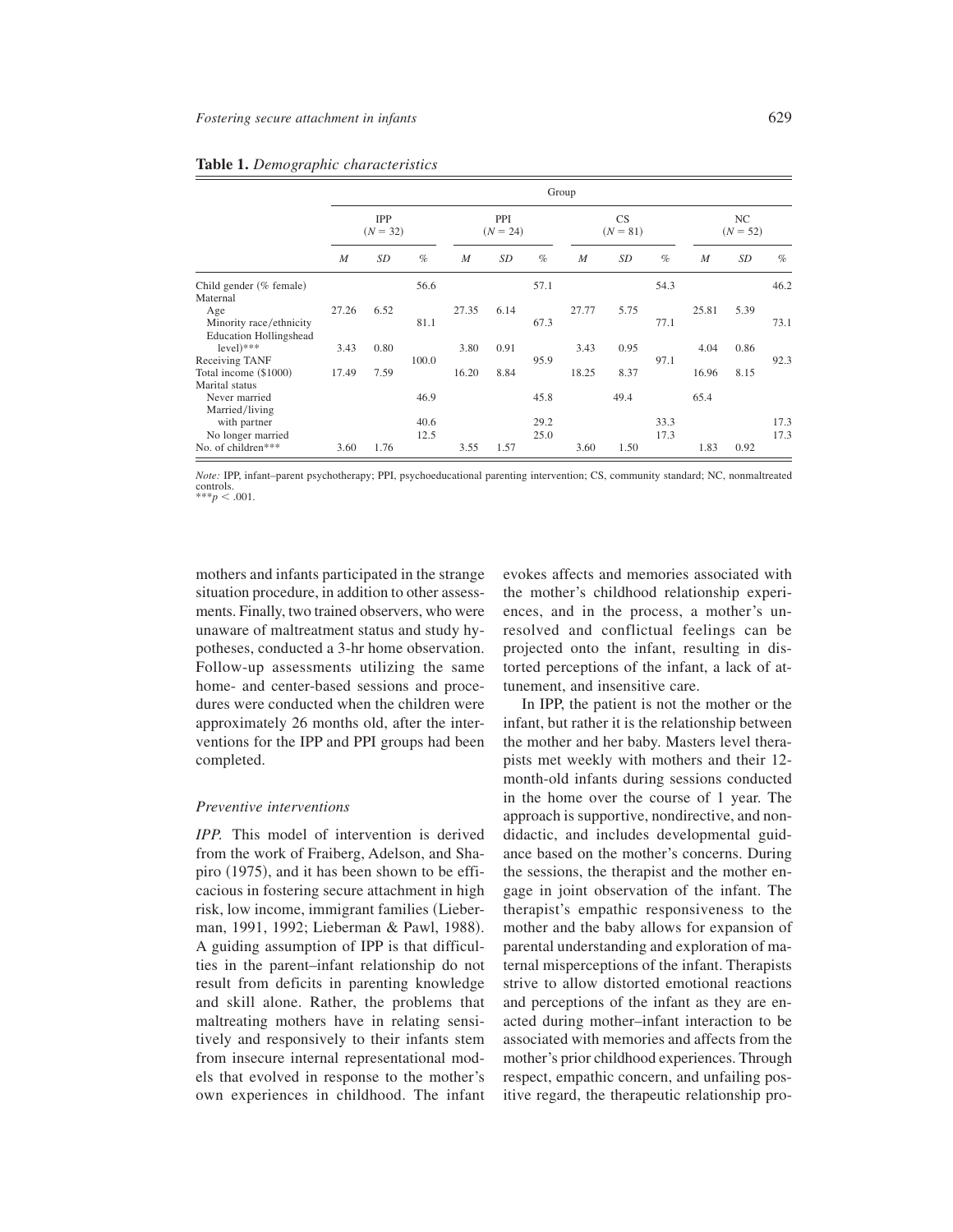**Table 1.** *Demographic characteristics*

| | Group | | | | | | | | | | | |
|---|---|---|---|---|---|---|---|---|---|---|---|---|
| | IPP ($N$ = 32) | | | PPI ($N$ = 24) | | | CS ($N$ = 81) | | | NC ($N$ = 52) | | |
| | $M$ | $SD$ | % | $M$ | $SD$ | % | $M$ | $SD$ | % | $M$ | $SD$ | % |
| Child gender (% female) | | | 56.6 | | | 57.1 | | | 54.3 | | | 46.2 |
| Maternal | | | | | | | | | | | | |
| Age | 27.26 | 6.52 | | 27.35 | 6.14 | | 27.77 | 5.75 | | 25.81 | 5.39 | |
| Minority race/ethnicity | | | 81.1 | | | 67.3 | | | 77.1 | | | 73.1 |
| Education Hollingshead level)*** | 3.43 | 0.80 | | 3.80 | 0.91 | | 3.43 | 0.95 | | 4.04 | 0.86 | |
| Receiving TANF | | | 100.0 | | | 95.9 | | | 97.1 | | | 92.3 |
| Total income ($1000) | 17.49 | 7.59 | | 16.20 | 8.84 | | 18.25 | 8.37 | | 16.96 | 8.15 | |
| Marital status | | | | | | | | | | | | |
| Never married | | | 46.9 | | | 45.8 | | 49.4 | | 65.4 | | |
| Married/living with partner | | | 40.6 | | | 29.2 | | | 33.3 | | | 17.3 |
| No longer married | | | 12.5 | | | 25.0 | | | 17.3 | | | 17.3 |
| No. of children*** | 3.60 | 1.76 | | 3.55 | 1.57 | | 3.60 | 1.50 | | 1.83 | 0.92 | |

*Note:* IPP, infant–parent psychotherapy; PPI, psychoeducational parenting intervention; CS, community standard; NC, nonmaltreated controls.
***$p < .001$.

mothers and infants participated in the strange situation procedure, in addition to other assessments. Finally, two trained observers, who were unaware of maltreatment status and study hypotheses, conducted a 3-hr home observation. Follow-up assessments utilizing the same home- and center-based sessions and procedures were conducted when the children were approximately 26 months old, after the interventions for the IPP and PPI groups had been completed.

### *Preventive interventions*

*IPP.* This model of intervention is derived from the work of Fraiberg, Adelson, and Shapiro (1975), and it has been shown to be efficacious in fostering secure attachment in high risk, low income, immigrant families (Lieberman, 1991, 1992; Lieberman & Pawl, 1988). A guiding assumption of IPP is that difficulties in the parent–infant relationship do not result from deficits in parenting knowledge and skill alone. Rather, the problems that maltreating mothers have in relating sensitively and responsively to their infants stem from insecure internal representational models that evolved in response to the mother's own experiences in childhood. The infant evokes affects and memories associated with the mother's childhood relationship experiences, and in the process, a mother's unresolved and conflictual feelings can be projected onto the infant, resulting in distorted perceptions of the infant, a lack of attunement, and insensitive care.

In IPP, the patient is not the mother or the infant, but rather it is the relationship between the mother and her baby. Masters level therapists met weekly with mothers and their 12-month-old infants during sessions conducted in the home over the course of 1 year. The approach is supportive, nondirective, and nondidactic, and includes developmental guidance based on the mother's concerns. During the sessions, the therapist and the mother engage in joint observation of the infant. The therapist's empathic responsiveness to the mother and the baby allows for expansion of parental understanding and exploration of maternal misperceptions of the infant. Therapists strive to allow distorted emotional reactions and perceptions of the infant as they are enacted during mother–infant interaction to be associated with memories and affects from the mother's prior childhood experiences. Through respect, empathic concern, and unfailing positive regard, the therapeutic relationship pro-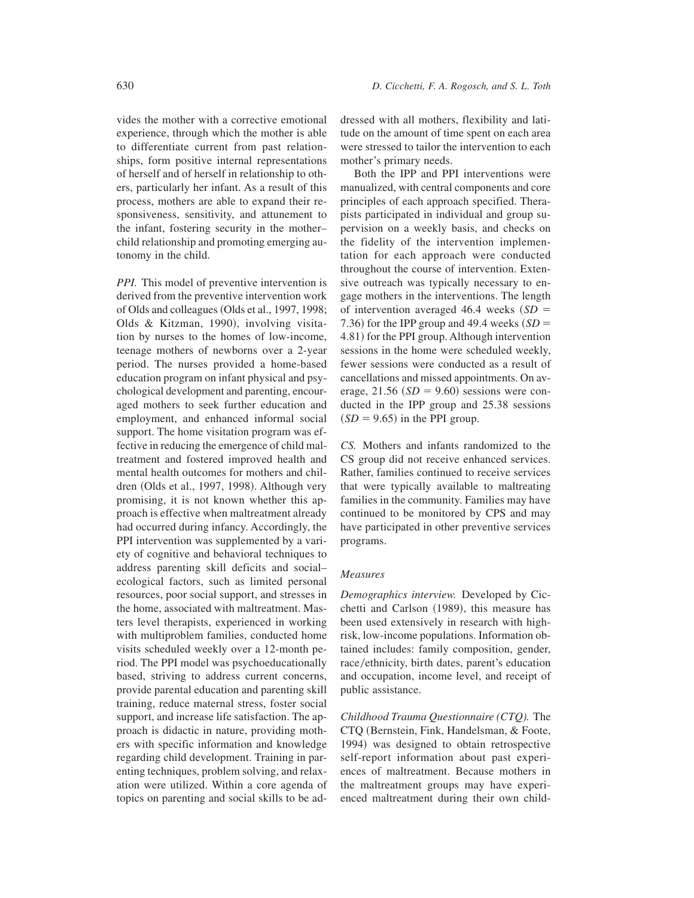vides the mother with a corrective emotional experience, through which the mother is able to differentiate current from past relationships, form positive internal representations of herself and of herself in relationship to others, particularly her infant. As a result of this process, mothers are able to expand their responsiveness, sensitivity, and attunement to the infant, fostering security in the mother–child relationship and promoting emerging autonomy in the child.

*PPI.* This model of preventive intervention is derived from the preventive intervention work of Olds and colleagues (Olds et al., 1997, 1998; Olds & Kitzman, 1990), involving visitation by nurses to the homes of low-income, teenage mothers of newborns over a 2-year period. The nurses provided a home-based education program on infant physical and psychological development and parenting, encouraged mothers to seek further education and employment, and enhanced informal social support. The home visitation program was effective in reducing the emergence of child maltreatment and fostered improved health and mental health outcomes for mothers and children (Olds et al., 1997, 1998). Although very promising, it is not known whether this approach is effective when maltreatment already had occurred during infancy. Accordingly, the PPI intervention was supplemented by a variety of cognitive and behavioral techniques to address parenting skill deficits and social–ecological factors, such as limited personal resources, poor social support, and stresses in the home, associated with maltreatment. Masters level therapists, experienced in working with multiproblem families, conducted home visits scheduled weekly over a 12-month period. The PPI model was psychoeducationally based, striving to address current concerns, provide parental education and parenting skill training, reduce maternal stress, foster social support, and increase life satisfaction. The approach is didactic in nature, providing mothers with specific information and knowledge regarding child development. Training in parenting techniques, problem solving, and relaxation were utilized. Within a core agenda of topics on parenting and social skills to be addressed with all mothers, flexibility and latitude on the amount of time spent on each area were stressed to tailor the intervention to each mother's primary needs.

Both the IPP and PPI interventions were manualized, with central components and core principles of each approach specified. Therapists participated in individual and group supervision on a weekly basis, and checks on the fidelity of the intervention implementation for each approach were conducted throughout the course of intervention. Extensive outreach was typically necessary to engage mothers in the interventions. The length of intervention averaged 46.4 weeks ($SD$ = 7.36) for the IPP group and 49.4 weeks ($SD$ = 4.81) for the PPI group. Although intervention sessions in the home were scheduled weekly, fewer sessions were conducted as a result of cancellations and missed appointments. On average, 21.56 ($SD$ = 9.60) sessions were conducted in the IPP group and 25.38 sessions ($SD$ = 9.65) in the PPI group.

*CS.* Mothers and infants randomized to the CS group did not receive enhanced services. Rather, families continued to receive services that were typically available to maltreating families in the community. Families may have continued to be monitored by CPS and may have participated in other preventive services programs.

### *Measures*

*Demographics interview.* Developed by Cicchetti and Carlson (1989), this measure has been used extensively in research with high-risk, low-income populations. Information obtained includes: family composition, gender, race/ethnicity, birth dates, parent's education and occupation, income level, and receipt of public assistance.

*Childhood Trauma Questionnaire (CTQ).* The CTQ (Bernstein, Fink, Handelsman, & Foote, 1994) was designed to obtain retrospective self-report information about past experiences of maltreatment. Because mothers in the maltreatment groups may have experienced maltreatment during their own child-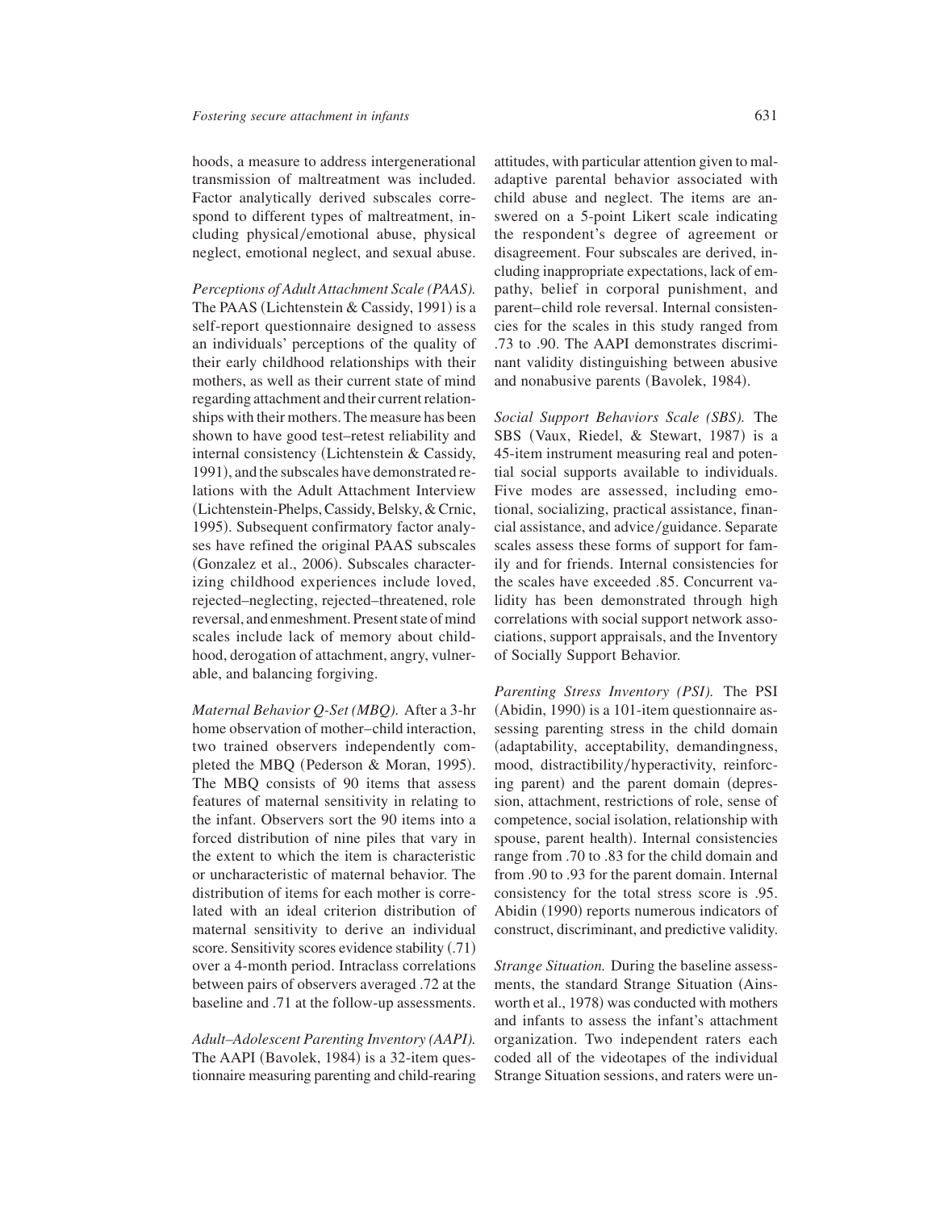hoods, a measure to address intergenerational transmission of maltreatment was included. Factor analytically derived subscales correspond to different types of maltreatment, including physical/emotional abuse, physical neglect, emotional neglect, and sexual abuse.

*Perceptions of Adult Attachment Scale (PAAS).* The PAAS (Lichtenstein & Cassidy, 1991) is a self-report questionnaire designed to assess an individuals' perceptions of the quality of their early childhood relationships with their mothers, as well as their current state of mind regarding attachment and their current relationships with their mothers. The measure has been shown to have good test–retest reliability and internal consistency (Lichtenstein & Cassidy, 1991), and the subscales have demonstrated relations with the Adult Attachment Interview (Lichtenstein-Phelps, Cassidy, Belsky, & Crnic, 1995). Subsequent confirmatory factor analyses have refined the original PAAS subscales (Gonzalez et al., 2006). Subscales characterizing childhood experiences include loved, rejected–neglecting, rejected–threatened, role reversal, and enmeshment. Present state of mind scales include lack of memory about childhood, derogation of attachment, angry, vulnerable, and balancing forgiving.

*Maternal Behavior Q-Set (MBQ).* After a 3-hr home observation of mother–child interaction, two trained observers independently completed the MBQ (Pederson & Moran, 1995). The MBQ consists of 90 items that assess features of maternal sensitivity in relating to the infant. Observers sort the 90 items into a forced distribution of nine piles that vary in the extent to which the item is characteristic or uncharacteristic of maternal behavior. The distribution of items for each mother is correlated with an ideal criterion distribution of maternal sensitivity to derive an individual score. Sensitivity scores evidence stability (.71) over a 4-month period. Intraclass correlations between pairs of observers averaged .72 at the baseline and .71 at the follow-up assessments.

*Adult–Adolescent Parenting Inventory (AAPI).* The AAPI (Bavolek, 1984) is a 32-item questionnaire measuring parenting and child-rearing attitudes, with particular attention given to maladaptive parental behavior associated with child abuse and neglect. The items are answered on a 5-point Likert scale indicating the respondent's degree of agreement or disagreement. Four subscales are derived, including inappropriate expectations, lack of empathy, belief in corporal punishment, and parent–child role reversal. Internal consistencies for the scales in this study ranged from .73 to .90. The AAPI demonstrates discriminant validity distinguishing between abusive and nonabusive parents (Bavolek, 1984).

*Social Support Behaviors Scale (SBS).* The SBS (Vaux, Riedel, & Stewart, 1987) is a 45-item instrument measuring real and potential social supports available to individuals. Five modes are assessed, including emotional, socializing, practical assistance, financial assistance, and advice/guidance. Separate scales assess these forms of support for family and for friends. Internal consistencies for the scales have exceeded .85. Concurrent validity has been demonstrated through high correlations with social support network associations, support appraisals, and the Inventory of Socially Support Behavior.

*Parenting Stress Inventory (PSI).* The PSI (Abidin, 1990) is a 101-item questionnaire assessing parenting stress in the child domain (adaptability, acceptability, demandingness, mood, distractibility/hyperactivity, reinforcing parent) and the parent domain (depression, attachment, restrictions of role, sense of competence, social isolation, relationship with spouse, parent health). Internal consistencies range from .70 to .83 for the child domain and from .90 to .93 for the parent domain. Internal consistency for the total stress score is .95. Abidin (1990) reports numerous indicators of construct, discriminant, and predictive validity.

*Strange Situation.* During the baseline assessments, the standard Strange Situation (Ainsworth et al., 1978) was conducted with mothers and infants to assess the infant's attachment organization. Two independent raters each coded all of the videotapes of the individual Strange Situation sessions, and raters were un-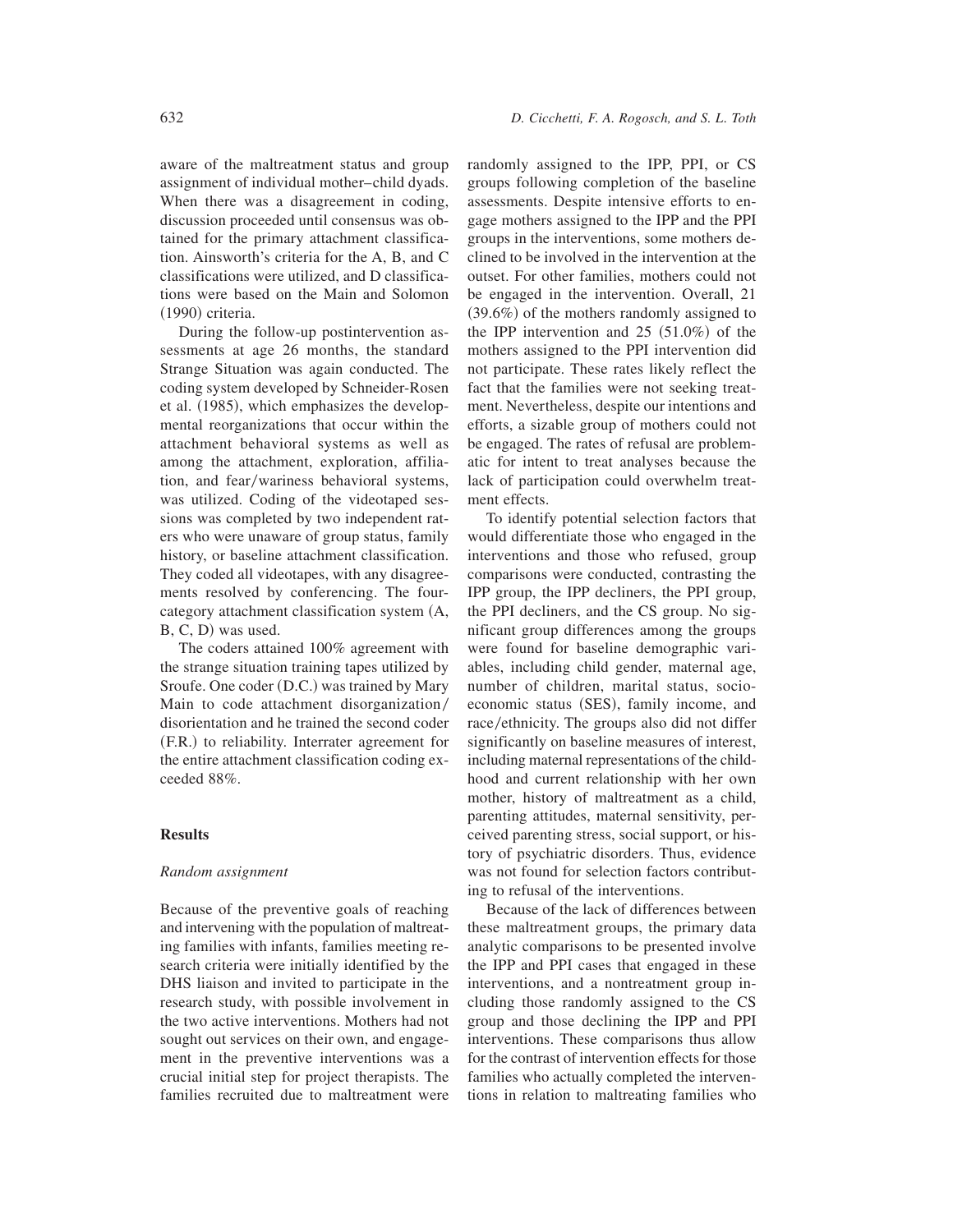aware of the maltreatment status and group assignment of individual mother–child dyads. When there was a disagreement in coding, discussion proceeded until consensus was obtained for the primary attachment classification. Ainsworth's criteria for the A, B, and C classifications were utilized, and D classifications were based on the Main and Solomon (1990) criteria.

During the follow-up postintervention assessments at age 26 months, the standard Strange Situation was again conducted. The coding system developed by Schneider-Rosen et al. (1985), which emphasizes the developmental reorganizations that occur within the attachment behavioral systems as well as among the attachment, exploration, affiliation, and fear/wariness behavioral systems, was utilized. Coding of the videotaped sessions was completed by two independent raters who were unaware of group status, family history, or baseline attachment classification. They coded all videotapes, with any disagreements resolved by conferencing. The four-category attachment classification system (A, B, C, D) was used.

The coders attained 100% agreement with the strange situation training tapes utilized by Sroufe. One coder (D.C.) was trained by Mary Main to code attachment disorganization/disorientation and he trained the second coder (F.R.) to reliability. Interrater agreement for the entire attachment classification coding exceeded 88%.

## Results

### *Random assignment*

Because of the preventive goals of reaching and intervening with the population of maltreating families with infants, families meeting research criteria were initially identified by the DHS liaison and invited to participate in the research study, with possible involvement in the two active interventions. Mothers had not sought out services on their own, and engagement in the preventive interventions was a crucial initial step for project therapists. The families recruited due to maltreatment were randomly assigned to the IPP, PPI, or CS groups following completion of the baseline assessments. Despite intensive efforts to engage mothers assigned to the IPP and the PPI groups in the interventions, some mothers declined to be involved in the intervention at the outset. For other families, mothers could not be engaged in the intervention. Overall, 21 (39.6%) of the mothers randomly assigned to the IPP intervention and 25 (51.0%) of the mothers assigned to the PPI intervention did not participate. These rates likely reflect the fact that the families were not seeking treatment. Nevertheless, despite our intentions and efforts, a sizable group of mothers could not be engaged. The rates of refusal are problematic for intent to treat analyses because the lack of participation could overwhelm treatment effects.

To identify potential selection factors that would differentiate those who engaged in the interventions and those who refused, group comparisons were conducted, contrasting the IPP group, the IPP decliners, the PPI group, the PPI decliners, and the CS group. No significant group differences among the groups were found for baseline demographic variables, including child gender, maternal age, number of children, marital status, socioeconomic status (SES), family income, and race/ethnicity. The groups also did not differ significantly on baseline measures of interest, including maternal representations of the childhood and current relationship with her own mother, history of maltreatment as a child, parenting attitudes, maternal sensitivity, perceived parenting stress, social support, or history of psychiatric disorders. Thus, evidence was not found for selection factors contributing to refusal of the interventions.

Because of the lack of differences between these maltreatment groups, the primary data analytic comparisons to be presented involve the IPP and PPI cases that engaged in these interventions, and a nontreatment group including those randomly assigned to the CS group and those declining the IPP and PPI interventions. These comparisons thus allow for the contrast of intervention effects for those families who actually completed the interventions in relation to maltreating families who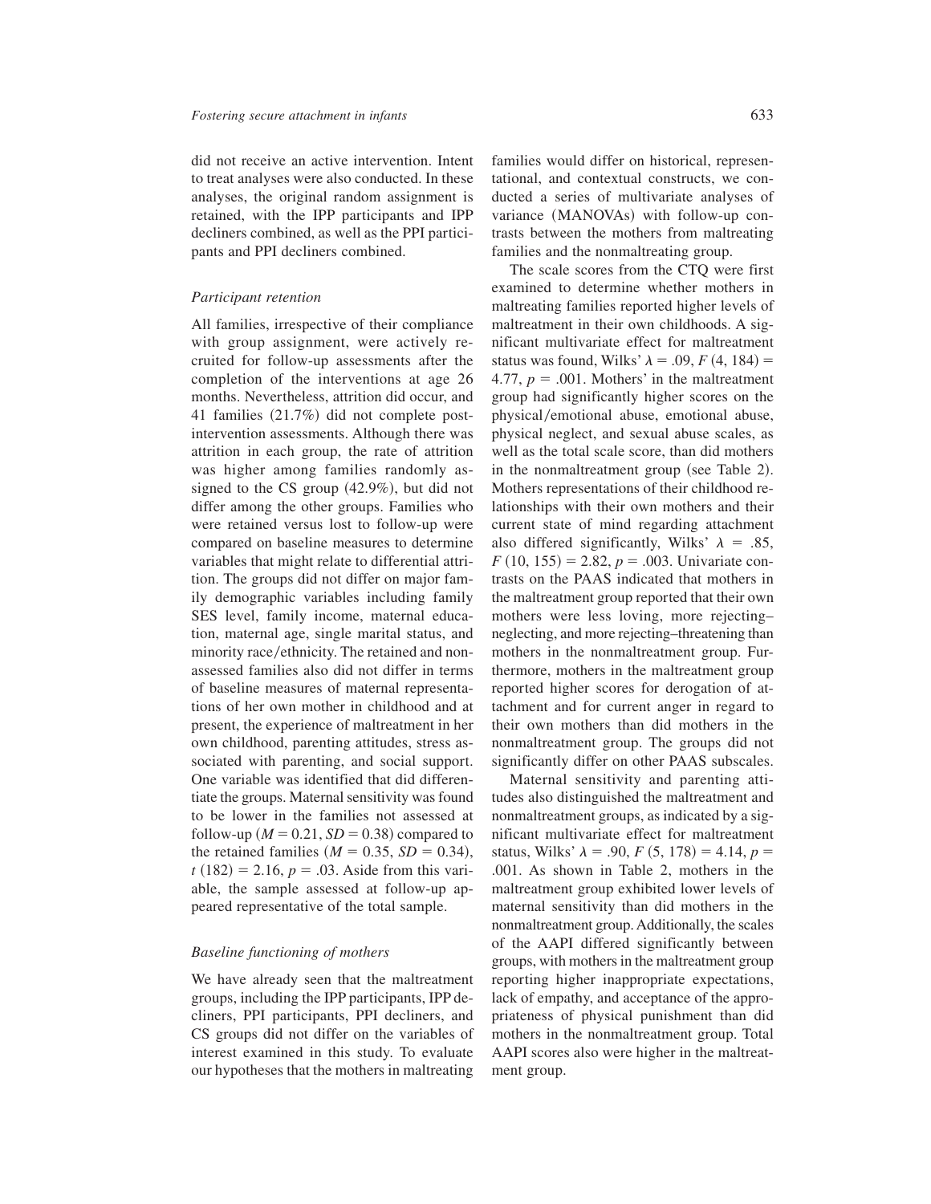did not receive an active intervention. Intent to treat analyses were also conducted. In these analyses, the original random assignment is retained, with the IPP participants and IPP decliners combined, as well as the PPI participants and PPI decliners combined.

### *Participant retention*

All families, irrespective of their compliance with group assignment, were actively recruited for follow-up assessments after the completion of the interventions at age 26 months. Nevertheless, attrition did occur, and 41 families (21.7%) did not complete post-intervention assessments. Although there was attrition in each group, the rate of attrition was higher among families randomly assigned to the CS group (42.9%), but did not differ among the other groups. Families who were retained versus lost to follow-up were compared on baseline measures to determine variables that might relate to differential attrition. The groups did not differ on major family demographic variables including family SES level, family income, maternal education, maternal age, single marital status, and minority race/ethnicity. The retained and non-assessed families also did not differ in terms of baseline measures of maternal representations of her own mother in childhood and at present, the experience of maltreatment in her own childhood, parenting attitudes, stress associated with parenting, and social support. One variable was identified that did differentiate the groups. Maternal sensitivity was found to be lower in the families not assessed at follow-up ($M = 0.21$, $SD = 0.38$) compared to the retained families ($M = 0.35$, $SD = 0.34$), $t\,(182) = 2.16$, $p = .03$. Aside from this variable, the sample assessed at follow-up appeared representative of the total sample.

### *Baseline functioning of mothers*

We have already seen that the maltreatment groups, including the IPP participants, IPP decliners, PPI participants, PPI decliners, and CS groups did not differ on the variables of interest examined in this study. To evaluate our hypotheses that the mothers in maltreating families would differ on historical, representational, and contextual constructs, we conducted a series of multivariate analyses of variance (MANOVAs) with follow-up contrasts between the mothers from maltreating families and the nonmaltreating group.

The scale scores from the CTQ were first examined to determine whether mothers in maltreating families reported higher levels of maltreatment in their own childhoods. A significant multivariate effect for maltreatment status was found, Wilks' $\lambda = .09$, $F\,(4, 184) = 4.77$, $p = .001$. Mothers' in the maltreatment group had significantly higher scores on the physical/emotional abuse, emotional abuse, physical neglect, and sexual abuse scales, as well as the total scale score, than did mothers in the nonmaltreatment group (see Table 2). Mothers representations of their childhood relationships with their own mothers and their current state of mind regarding attachment also differed significantly, Wilks' $\lambda = .85$, $F\,(10, 155) = 2.82$, $p = .003$. Univariate contrasts on the PAAS indicated that mothers in the maltreatment group reported that their own mothers were less loving, more rejecting–neglecting, and more rejecting–threatening than mothers in the nonmaltreatment group. Furthermore, mothers in the maltreatment group reported higher scores for derogation of attachment and for current anger in regard to their own mothers than did mothers in the nonmaltreatment group. The groups did not significantly differ on other PAAS subscales.

Maternal sensitivity and parenting attitudes also distinguished the maltreatment and nonmaltreatment groups, as indicated by a significant multivariate effect for maltreatment status, Wilks' $\lambda = .90$, $F\,(5, 178) = 4.14$, $p = .001$. As shown in Table 2, mothers in the maltreatment group exhibited lower levels of maternal sensitivity than did mothers in the nonmaltreatment group. Additionally, the scales of the AAPI differed significantly between groups, with mothers in the maltreatment group reporting higher inappropriate expectations, lack of empathy, and acceptance of the appropriateness of physical punishment than did mothers in the nonmaltreatment group. Total AAPI scores also were higher in the maltreatment group.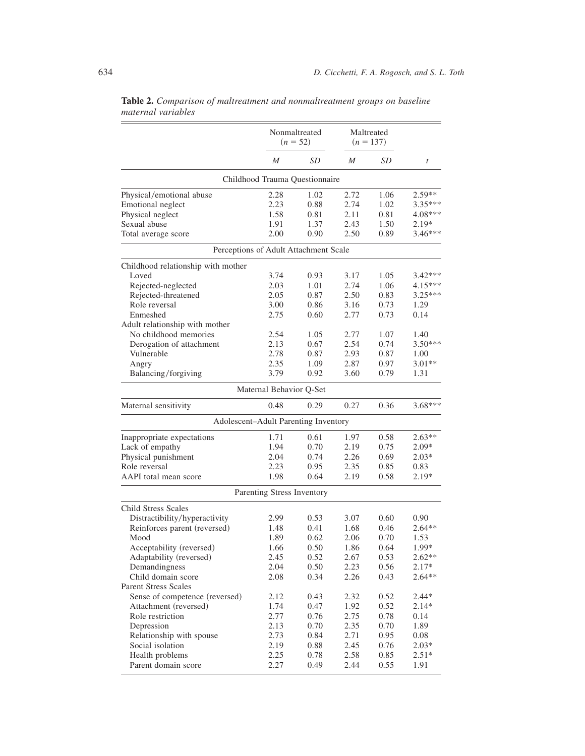**Table 2.** *Comparison of maltreatment and nonmaltreatment groups on baseline maternal variables*

| | Nonmaltreated ($n$ = 52) | | Maltreated ($n$ = 137) | | |
|---|---|---|---|---|---|
| | *M* | *SD* | *M* | *SD* | *t* |
| **Childhood Trauma Questionnaire** | | | | | |
| Physical/emotional abuse | 2.28 | 1.02 | 2.72 | 1.06 | 2.59** |
| Emotional neglect | 2.23 | 0.88 | 2.74 | 1.02 | 3.35*** |
| Physical neglect | 1.58 | 0.81 | 2.11 | 0.81 | 4.08*** |
| Sexual abuse | 1.91 | 1.37 | 2.43 | 1.50 | 2.19* |
| Total average score | 2.00 | 0.90 | 2.50 | 0.89 | 3.46*** |
| **Perceptions of Adult Attachment Scale** | | | | | |
| Childhood relationship with mother | | | | | |
| Loved | 3.74 | 0.93 | 3.17 | 1.05 | 3.42*** |
| Rejected-neglected | 2.03 | 1.01 | 2.74 | 1.06 | 4.15*** |
| Rejected-threatened | 2.05 | 0.87 | 2.50 | 0.83 | 3.25*** |
| Role reversal | 3.00 | 0.86 | 3.16 | 0.73 | 1.29 |
| Enmeshed | 2.75 | 0.60 | 2.77 | 0.73 | 0.14 |
| Adult relationship with mother | | | | | |
| No childhood memories | 2.54 | 1.05 | 2.77 | 1.07 | 1.40 |
| Derogation of attachment | 2.13 | 0.67 | 2.54 | 0.74 | 3.50*** |
| Vulnerable | 2.78 | 0.87 | 2.93 | 0.87 | 1.00 |
| Angry | 2.35 | 1.09 | 2.87 | 0.97 | 3.01** |
| Balancing/forgiving | 3.79 | 0.92 | 3.60 | 0.79 | 1.31 |
| **Maternal Behavior Q-Set** | | | | | |
| Maternal sensitivity | 0.48 | 0.29 | 0.27 | 0.36 | 3.68*** |
| **Adolescent–Adult Parenting Inventory** | | | | | |
| Inappropriate expectations | 1.71 | 0.61 | 1.97 | 0.58 | 2.63** |
| Lack of empathy | 1.94 | 0.70 | 2.19 | 0.75 | 2.09* |
| Physical punishment | 2.04 | 0.74 | 2.26 | 0.69 | 2.03* |
| Role reversal | 2.23 | 0.95 | 2.35 | 0.85 | 0.83 |
| AAPI total mean score | 1.98 | 0.64 | 2.19 | 0.58 | 2.19* |
| **Parenting Stress Inventory** | | | | | |
| Child Stress Scales | | | | | |
| Distractibility/hyperactivity | 2.99 | 0.53 | 3.07 | 0.60 | 0.90 |
| Reinforces parent (reversed) | 1.48 | 0.41 | 1.68 | 0.46 | 2.64** |
| Mood | 1.89 | 0.62 | 2.06 | 0.70 | 1.53 |
| Acceptability (reversed) | 1.66 | 0.50 | 1.86 | 0.64 | 1.99* |
| Adaptability (reversed) | 2.45 | 0.52 | 2.67 | 0.53 | 2.62** |
| Demandingness | 2.04 | 0.50 | 2.23 | 0.56 | 2.17* |
| Child domain score | 2.08 | 0.34 | 2.26 | 0.43 | 2.64** |
| Parent Stress Scales | | | | | |
| Sense of competence (reversed) | 2.12 | 0.43 | 2.32 | 0.52 | 2.44* |
| Attachment (reversed) | 1.74 | 0.47 | 1.92 | 0.52 | 2.14* |
| Role restriction | 2.77 | 0.76 | 2.75 | 0.78 | 0.14 |
| Depression | 2.13 | 0.70 | 2.35 | 0.70 | 1.89 |
| Relationship with spouse | 2.73 | 0.84 | 2.71 | 0.95 | 0.08 |
| Social isolation | 2.19 | 0.88 | 2.45 | 0.76 | 2.03* |
| Health problems | 2.25 | 0.78 | 2.58 | 0.85 | 2.51* |
| Parent domain score | 2.27 | 0.49 | 2.44 | 0.55 | 1.91 |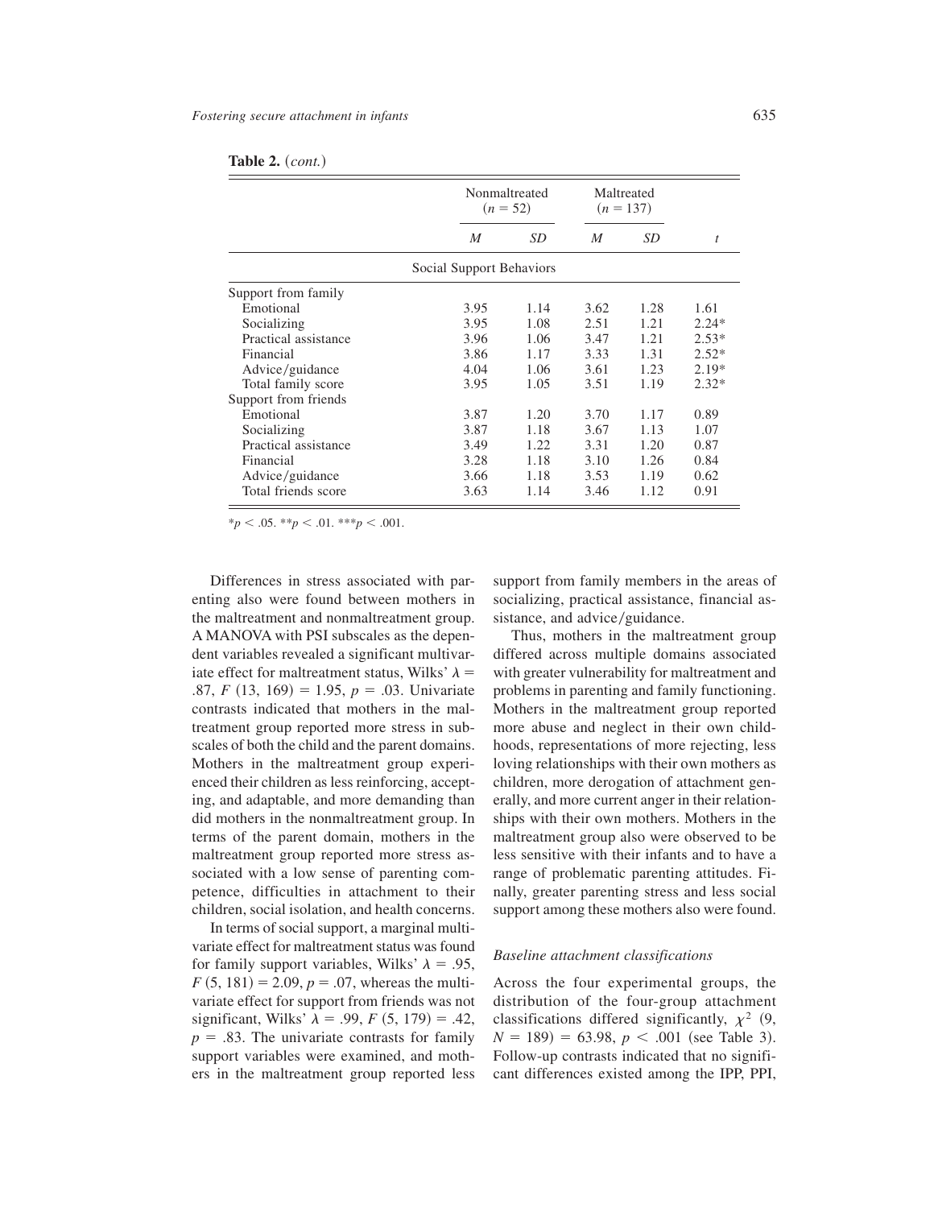**Table 2.** (*cont.*)

| | Nonmaltreated ($n$ = 52) | | Maltreated ($n$ = 137) | | |
|---|---|---|---|---|---|
| | $M$ | $SD$ | $M$ | $SD$ | $t$ |
| Social Support Behaviors | | | | | |
| Support from family | | | | | |
| Emotional | 3.95 | 1.14 | 3.62 | 1.28 | 1.61 |
| Socializing | 3.95 | 1.08 | 2.51 | 1.21 | 2.24* |
| Practical assistance | 3.96 | 1.06 | 3.47 | 1.21 | 2.53* |
| Financial | 3.86 | 1.17 | 3.33 | 1.31 | 2.52* |
| Advice/guidance | 4.04 | 1.06 | 3.61 | 1.23 | 2.19* |
| Total family score | 3.95 | 1.05 | 3.51 | 1.19 | 2.32* |
| Support from friends | | | | | |
| Emotional | 3.87 | 1.20 | 3.70 | 1.17 | 0.89 |
| Socializing | 3.87 | 1.18 | 3.67 | 1.13 | 1.07 |
| Practical assistance | 3.49 | 1.22 | 3.31 | 1.20 | 0.87 |
| Financial | 3.28 | 1.18 | 3.10 | 1.26 | 0.84 |
| Advice/guidance | 3.66 | 1.18 | 3.53 | 1.19 | 0.62 |
| Total friends score | 3.63 | 1.14 | 3.46 | 1.12 | 0.91 |

*$p < .05$. **$p < .01$. ***$p < .001$.

Differences in stress associated with parenting also were found between mothers in the maltreatment and nonmaltreatment group. A MANOVA with PSI subscales as the dependent variables revealed a significant multivariate effect for maltreatment status, Wilks' $\lambda$ = .87, $F$ (13, 169) = 1.95, $p$ = .03. Univariate contrasts indicated that mothers in the maltreatment group reported more stress in subscales of both the child and the parent domains. Mothers in the maltreatment group experienced their children as less reinforcing, accepting, and adaptable, and more demanding than did mothers in the nonmaltreatment group. In terms of the parent domain, mothers in the maltreatment group reported more stress associated with a low sense of parenting competence, difficulties in attachment to their children, social isolation, and health concerns.

In terms of social support, a marginal multivariate effect for maltreatment status was found for family support variables, Wilks' $\lambda$ = .95, $F$ (5, 181) = 2.09, $p$ = .07, whereas the multivariate effect for support from friends was not significant, Wilks' $\lambda$ = .99, $F$ (5, 179) = .42, $p$ = .83. The univariate contrasts for family support variables were examined, and mothers in the maltreatment group reported less support from family members in the areas of socializing, practical assistance, financial assistance, and advice/guidance.

Thus, mothers in the maltreatment group differed across multiple domains associated with greater vulnerability for maltreatment and problems in parenting and family functioning. Mothers in the maltreatment group reported more abuse and neglect in their own childhoods, representations of more rejecting, less loving relationships with their own mothers as children, more derogation of attachment generally, and more current anger in their relationships with their own mothers. Mothers in the maltreatment group also were observed to be less sensitive with their infants and to have a range of problematic parenting attitudes. Finally, greater parenting stress and less social support among these mothers also were found.

### *Baseline attachment classifications*

Across the four experimental groups, the distribution of the four-group attachment classifications differed significantly, $\chi^2$ (9, $N$ = 189) = 63.98, $p < .001$ (see Table 3). Follow-up contrasts indicated that no significant differences existed among the IPP, PPI,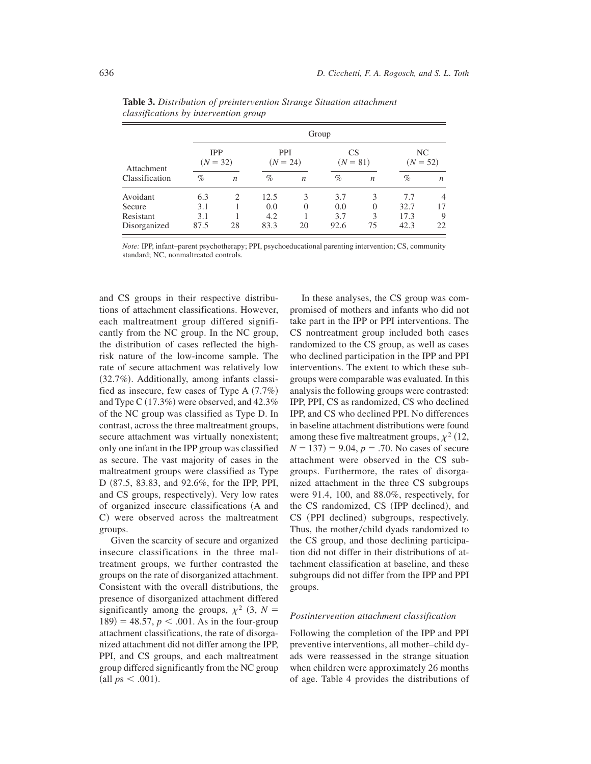**Table 3.** *Distribution of preintervention Strange Situation attachment classifications by intervention group*

| Attachment Classification | Group | | | | | | | |
|---|---|---|---|---|---|---|---|---|
| | IPP ($N$ = 32) | | PPI ($N$ = 24) | | CS ($N$ = 81) | | NC ($N$ = 52) | |
| | % | $n$ | % | $n$ | % | $n$ | % | $n$ |
| Avoidant | 6.3 | 2 | 12.5 | 3 | 3.7 | 3 | 7.7 | 4 |
| Secure | 3.1 | 1 | 0.0 | 0 | 0.0 | 0 | 32.7 | 17 |
| Resistant | 3.1 | 1 | 4.2 | 1 | 3.7 | 3 | 17.3 | 9 |
| Disorganized | 87.5 | 28 | 83.3 | 20 | 92.6 | 75 | 42.3 | 22 |

*Note:* IPP, infant–parent psychotherapy; PPI, psychoeducational parenting intervention; CS, community standard; NC, nonmaltreated controls.

and CS groups in their respective distributions of attachment classifications. However, each maltreatment group differed significantly from the NC group. In the NC group, the distribution of cases reflected the high-risk nature of the low-income sample. The rate of secure attachment was relatively low (32.7%). Additionally, among infants classified as insecure, few cases of Type A (7.7%) and Type C (17.3%) were observed, and 42.3% of the NC group was classified as Type D. In contrast, across the three maltreatment groups, secure attachment was virtually nonexistent; only one infant in the IPP group was classified as secure. The vast majority of cases in the maltreatment groups were classified as Type D (87.5, 83.83, and 92.6%, for the IPP, PPI, and CS groups, respectively). Very low rates of organized insecure classifications (A and C) were observed across the maltreatment groups.

Given the scarcity of secure and organized insecure classifications in the three maltreatment groups, we further contrasted the groups on the rate of disorganized attachment. Consistent with the overall distributions, the presence of disorganized attachment differed significantly among the groups, $\chi^2$ (3, $N$ = 189) = 48.57, $p < .001$. As in the four-group attachment classifications, the rate of disorganized attachment did not differ among the IPP, PPI, and CS groups, and each maltreatment group differed significantly from the NC group (all $p$s $< .001$).

In these analyses, the CS group was compromised of mothers and infants who did not take part in the IPP or PPI interventions. The CS nontreatment group included both cases randomized to the CS group, as well as cases who declined participation in the IPP and PPI interventions. The extent to which these subgroups were comparable was evaluated. In this analysis the following groups were contrasted: IPP, PPI, CS as randomized, CS who declined IPP, and CS who declined PPI. No differences in baseline attachment distributions were found among these five maltreatment groups, $\chi^2$ (12, $N$ = 137) = 9.04, $p$ = .70. No cases of secure attachment were observed in the CS subgroups. Furthermore, the rates of disorganized attachment in the three CS subgroups were 91.4, 100, and 88.0%, respectively, for the CS randomized, CS (IPP declined), and CS (PPI declined) subgroups, respectively. Thus, the mother/child dyads randomized to the CS group, and those declining participation did not differ in their distributions of attachment classification at baseline, and these subgroups did not differ from the IPP and PPI groups.

### *Postintervention attachment classification*

Following the completion of the IPP and PPI preventive interventions, all mother–child dyads were reassessed in the strange situation when children were approximately 26 months of age. Table 4 provides the distributions of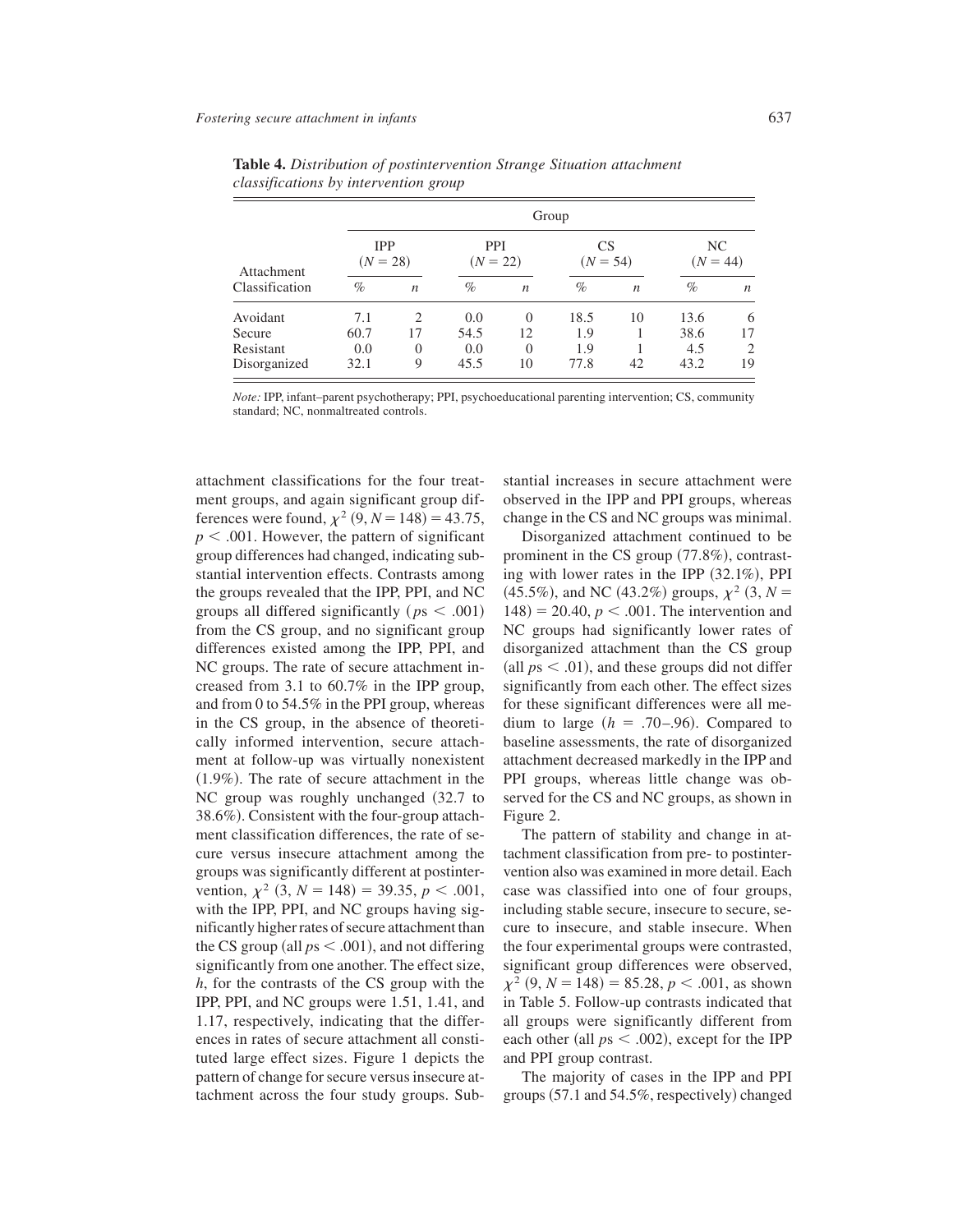**Table 4.** *Distribution of postintervention Strange Situation attachment classifications by intervention group*

| Attachment Classification | Group | | | | | | | |
|---|---|---|---|---|---|---|---|---|
| | IPP ($N = 28$) | | PPI ($N = 22$) | | CS ($N = 54$) | | NC ($N = 44$) | |
| | % | *n* | % | *n* | % | *n* | % | *n* |
| Avoidant | 7.1 | 2 | 0.0 | 0 | 18.5 | 10 | 13.6 | 6 |
| Secure | 60.7 | 17 | 54.5 | 12 | 1.9 | 1 | 38.6 | 17 |
| Resistant | 0.0 | 0 | 0.0 | 0 | 1.9 | 1 | 4.5 | 2 |
| Disorganized | 32.1 | 9 | 45.5 | 10 | 77.8 | 42 | 43.2 | 19 |

*Note:* IPP, infant–parent psychotherapy; PPI, psychoeducational parenting intervention; CS, community standard; NC, nonmaltreated controls.

attachment classifications for the four treatment groups, and again significant group differences were found, $\chi^2$ (9, $N = 148$) = 43.75, $p < .001$. However, the pattern of significant group differences had changed, indicating substantial intervention effects. Contrasts among the groups revealed that the IPP, PPI, and NC groups all differed significantly ($p\text{s} < .001$) from the CS group, and no significant group differences existed among the IPP, PPI, and NC groups. The rate of secure attachment increased from 3.1 to 60.7% in the IPP group, and from 0 to 54.5% in the PPI group, whereas in the CS group, in the absence of theoretically informed intervention, secure attachment at follow-up was virtually nonexistent (1.9%). The rate of secure attachment in the NC group was roughly unchanged (32.7 to 38.6%). Consistent with the four-group attachment classification differences, the rate of secure versus insecure attachment among the groups was significantly different at postintervention, $\chi^2$ (3, $N = 148$) = 39.35, $p < .001$, with the IPP, PPI, and NC groups having significantly higher rates of secure attachment than the CS group (all $p\text{s} < .001$), and not differing significantly from one another. The effect size, *h*, for the contrasts of the CS group with the IPP, PPI, and NC groups were 1.51, 1.41, and 1.17, respectively, indicating that the differences in rates of secure attachment all constituted large effect sizes. Figure 1 depicts the pattern of change for secure versus insecure attachment across the four study groups. Substantial increases in secure attachment were observed in the IPP and PPI groups, whereas change in the CS and NC groups was minimal.

Disorganized attachment continued to be prominent in the CS group (77.8%), contrasting with lower rates in the IPP (32.1%), PPI (45.5%), and NC (43.2%) groups, $\chi^2$ (3, $N = 148$) = 20.40, $p < .001$. The intervention and NC groups had significantly lower rates of disorganized attachment than the CS group (all $p\text{s} < .01$), and these groups did not differ significantly from each other. The effect sizes for these significant differences were all medium to large ($h$ = .70–.96). Compared to baseline assessments, the rate of disorganized attachment decreased markedly in the IPP and PPI groups, whereas little change was observed for the CS and NC groups, as shown in Figure 2.

The pattern of stability and change in attachment classification from pre- to postintervention also was examined in more detail. Each case was classified into one of four groups, including stable secure, insecure to secure, secure to insecure, and stable insecure. When the four experimental groups were contrasted, significant group differences were observed, $\chi^2$ (9, $N = 148$) = 85.28, $p < .001$, as shown in Table 5. Follow-up contrasts indicated that all groups were significantly different from each other (all $p\text{s} < .002$), except for the IPP and PPI group contrast.

The majority of cases in the IPP and PPI groups (57.1 and 54.5%, respectively) changed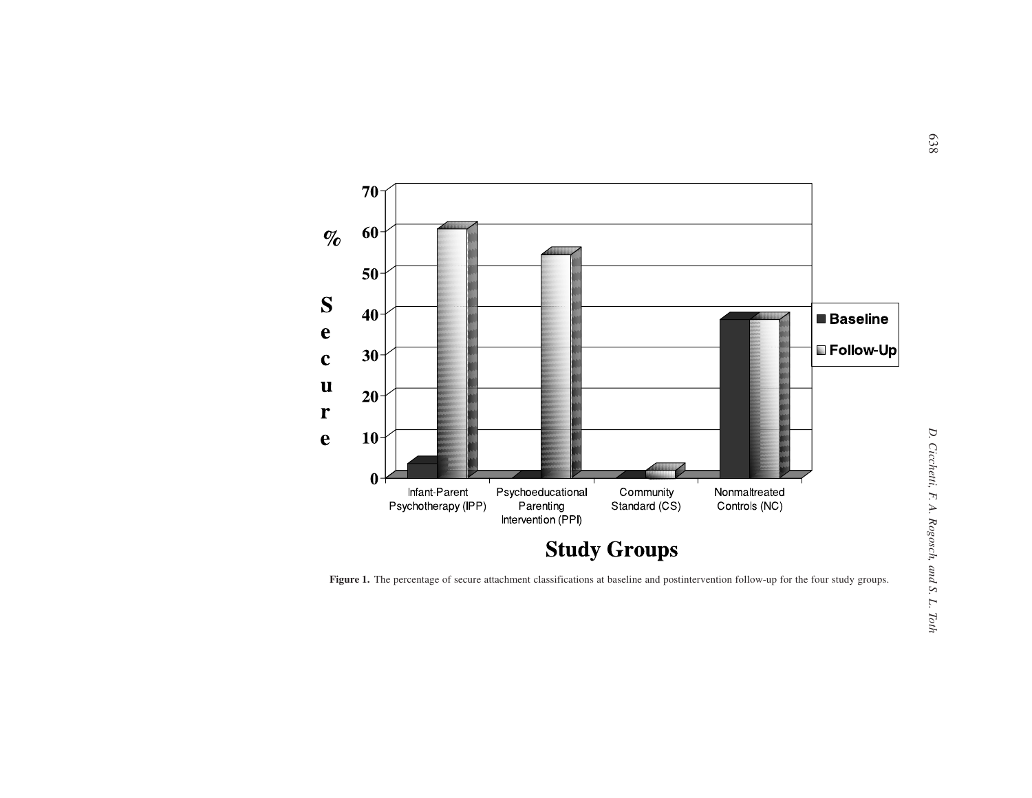Figure 1. The percentage of secure attachment classifications at baseline and postintervention follow-up for the four study groups.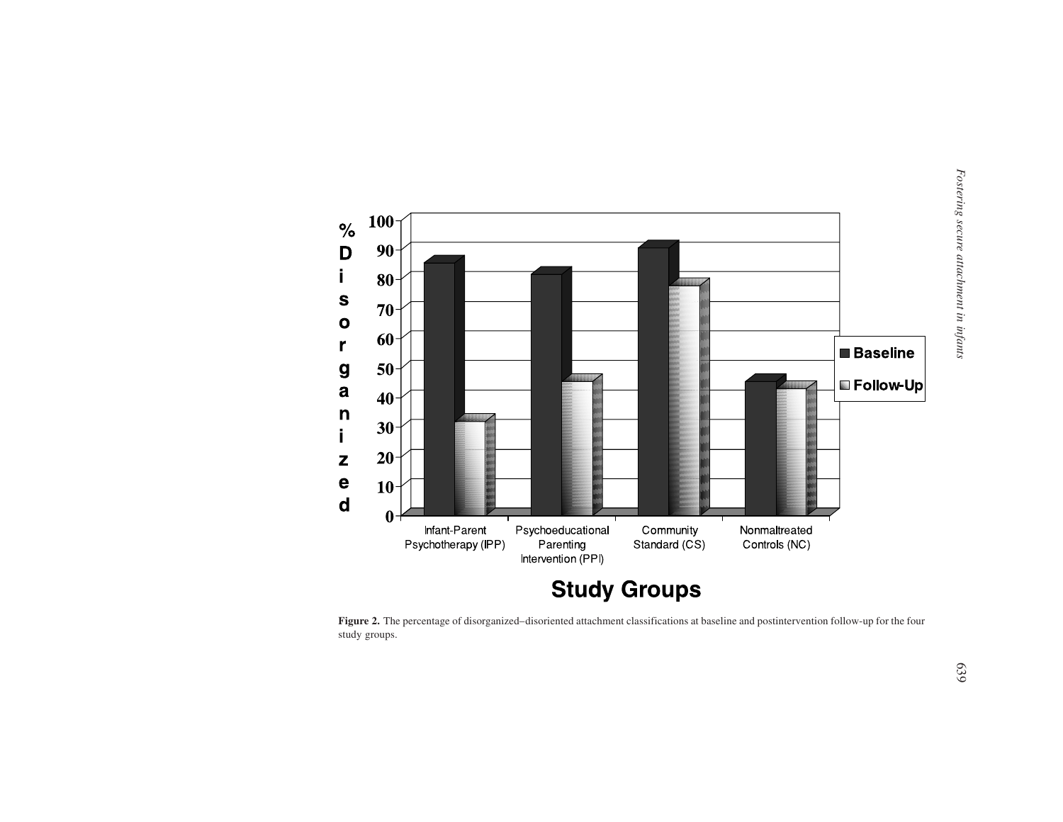Figure 2. The percentage of disorganized–disoriented attachment classifications at baseline and postintervention follow-up for the four study groups.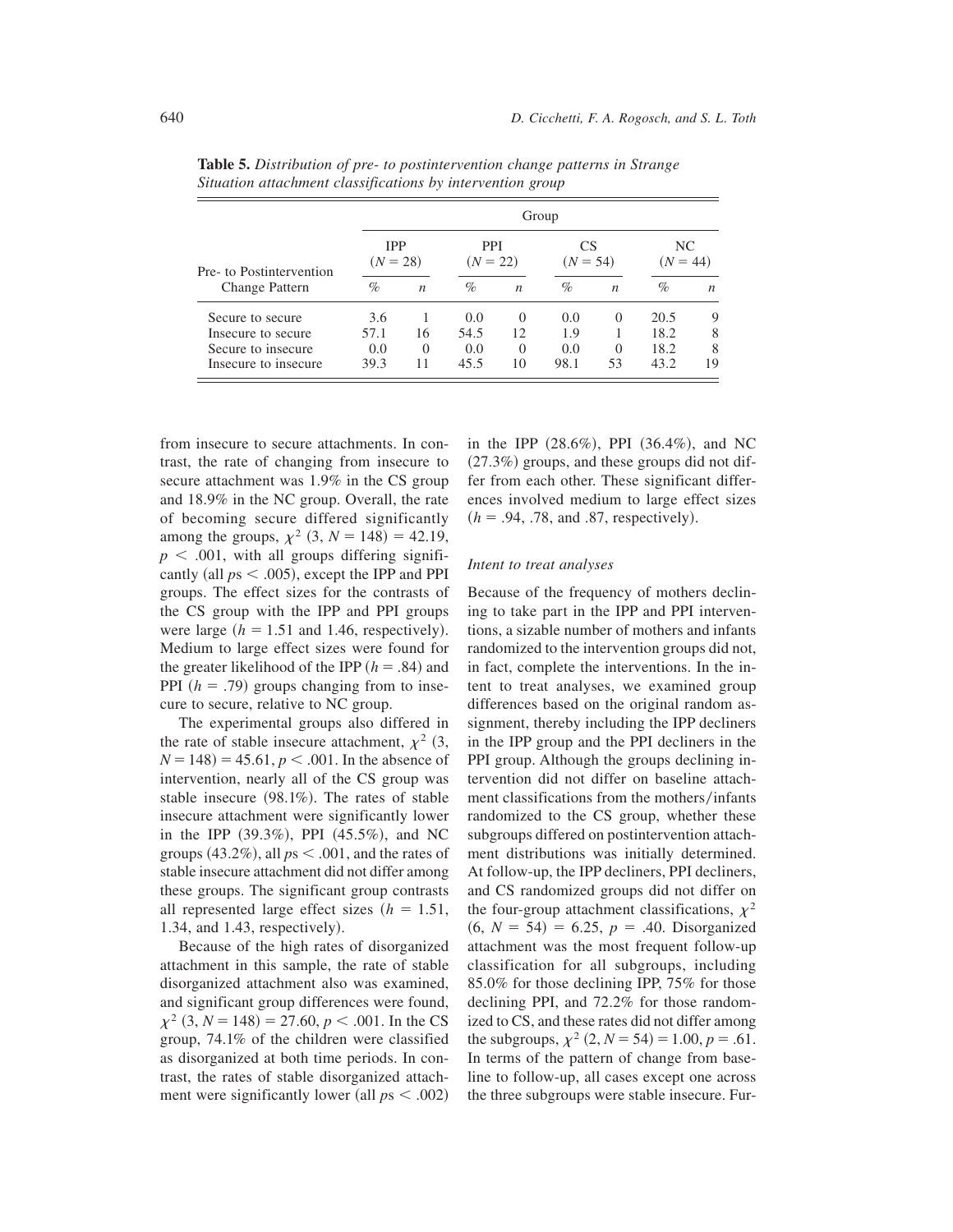**Table 5.** *Distribution of pre- to postintervention change patterns in Strange Situation attachment classifications by intervention group*

| Pre- to Postintervention Change Pattern | Group | | | | | | | |
|---|---|---|---|---|---|---|---|---|
| | IPP ($N = 28$) | | PPI ($N = 22$) | | CS ($N = 54$) | | NC ($N = 44$) | |
| | % | $n$ | % | $n$ | % | $n$ | % | $n$ |
| Secure to secure | 3.6 | 1 | 0.0 | 0 | 0.0 | 0 | 20.5 | 9 |
| Insecure to secure | 57.1 | 16 | 54.5 | 12 | 1.9 | 1 | 18.2 | 8 |
| Secure to insecure | 0.0 | 0 | 0.0 | 0 | 0.0 | 0 | 18.2 | 8 |
| Insecure to insecure | 39.3 | 11 | 45.5 | 10 | 98.1 | 53 | 43.2 | 19 |

from insecure to secure attachments. In contrast, the rate of changing from insecure to secure attachment was 1.9% in the CS group and 18.9% in the NC group. Overall, the rate of becoming secure differed significantly among the groups, $\chi^2$ (3, $N = 148$) = 42.19, $p < .001$, with all groups differing significantly (all $p$s $< .005$), except the IPP and PPI groups. The effect sizes for the contrasts of the CS group with the IPP and PPI groups were large ($h = 1.51$ and 1.46, respectively). Medium to large effect sizes were found for the greater likelihood of the IPP ($h = .84$) and PPI ($h = .79$) groups changing from to insecure to secure, relative to NC group.

The experimental groups also differed in the rate of stable insecure attachment, $\chi^2$ (3, $N = 148$) = 45.61, $p < .001$. In the absence of intervention, nearly all of the CS group was stable insecure (98.1%). The rates of stable insecure attachment were significantly lower in the IPP (39.3%), PPI (45.5%), and NC groups (43.2%), all $p$s $< .001$, and the rates of stable insecure attachment did not differ among these groups. The significant group contrasts all represented large effect sizes ($h = 1.51$, 1.34, and 1.43, respectively).

Because of the high rates of disorganized attachment in this sample, the rate of stable disorganized attachment also was examined, and significant group differences were found, $\chi^2$ (3, $N = 148$) = 27.60, $p < .001$. In the CS group, 74.1% of the children were classified as disorganized at both time periods. In contrast, the rates of stable disorganized attachment were significantly lower (all $p$s $< .002$) in the IPP (28.6%), PPI (36.4%), and NC (27.3%) groups, and these groups did not differ from each other. These significant differences involved medium to large effect sizes ($h = .94$, .78, and .87, respectively).

### *Intent to treat analyses*

Because of the frequency of mothers declining to take part in the IPP and PPI interventions, a sizable number of mothers and infants randomized to the intervention groups did not, in fact, complete the interventions. In the intent to treat analyses, we examined group differences based on the original random assignment, thereby including the IPP decliners in the IPP group and the PPI decliners in the PPI group. Although the groups declining intervention did not differ on baseline attachment classifications from the mothers/infants randomized to the CS group, whether these subgroups differed on postintervention attachment distributions was initially determined. At follow-up, the IPP decliners, PPI decliners, and CS randomized groups did not differ on the four-group attachment classifications, $\chi^2$ (6, $N = 54$) = 6.25, $p = .40$. Disorganized attachment was the most frequent follow-up classification for all subgroups, including 85.0% for those declining IPP, 75% for those declining PPI, and 72.2% for those randomized to CS, and these rates did not differ among the subgroups, $\chi^2$ (2, $N = 54$) = 1.00, $p = .61$. In terms of the pattern of change from baseline to follow-up, all cases except one across the three subgroups were stable insecure. Fur-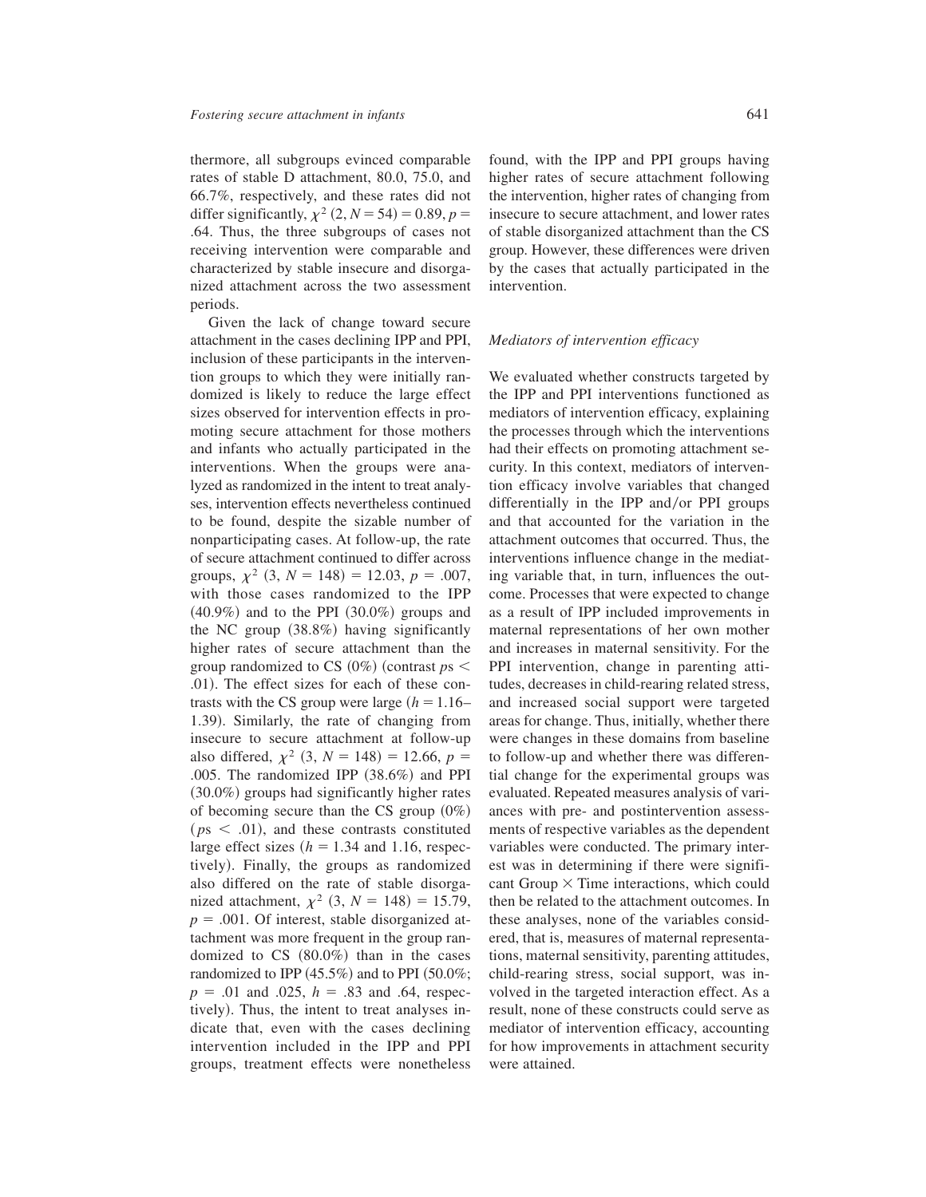thermore, all subgroups evinced comparable rates of stable D attachment, 80.0, 75.0, and 66.7%, respectively, and these rates did not differ significantly, $\chi^2$ (2, $N = 54$) = 0.89, $p =$ .64. Thus, the three subgroups of cases not receiving intervention were comparable and characterized by stable insecure and disorganized attachment across the two assessment periods.

Given the lack of change toward secure attachment in the cases declining IPP and PPI, inclusion of these participants in the intervention groups to which they were initially randomized is likely to reduce the large effect sizes observed for intervention effects in promoting secure attachment for those mothers and infants who actually participated in the interventions. When the groups were analyzed as randomized in the intent to treat analyses, intervention effects nevertheless continued to be found, despite the sizable number of nonparticipating cases. At follow-up, the rate of secure attachment continued to differ across groups, $\chi^2$ (3, $N = 148$) = 12.03, $p = .007$, with those cases randomized to the IPP (40.9%) and to the PPI (30.0%) groups and the NC group (38.8%) having significantly higher rates of secure attachment than the group randomized to CS (0%) (contrast $p$s $<$ .01). The effect sizes for each of these contrasts with the CS group were large ($h = 1.16$–1.39). Similarly, the rate of changing from insecure to secure attachment at follow-up also differed, $\chi^2$ (3, $N = 148$) = 12.66, $p =$ .005. The randomized IPP (38.6%) and PPI (30.0%) groups had significantly higher rates of becoming secure than the CS group (0%) ($p$s $< .01$), and these contrasts constituted large effect sizes ($h = 1.34$ and 1.16, respectively). Finally, the groups as randomized also differed on the rate of stable disorganized attachment, $\chi^2$ (3, $N = 148$) = 15.79, $p = .001$. Of interest, stable disorganized attachment was more frequent in the group randomized to CS (80.0%) than in the cases randomized to IPP (45.5%) and to PPI (50.0%; $p = .01$ and .025, $h = .83$ and .64, respectively). Thus, the intent to treat analyses indicate that, even with the cases declining intervention included in the IPP and PPI groups, treatment effects were nonetheless found, with the IPP and PPI groups having higher rates of secure attachment following the intervention, higher rates of changing from insecure to secure attachment, and lower rates of stable disorganized attachment than the CS group. However, these differences were driven by the cases that actually participated in the intervention.

### *Mediators of intervention efficacy*

We evaluated whether constructs targeted by the IPP and PPI interventions functioned as mediators of intervention efficacy, explaining the processes through which the interventions had their effects on promoting attachment security. In this context, mediators of intervention efficacy involve variables that changed differentially in the IPP and/or PPI groups and that accounted for the variation in the attachment outcomes that occurred. Thus, the interventions influence change in the mediating variable that, in turn, influences the outcome. Processes that were expected to change as a result of IPP included improvements in maternal representations of her own mother and increases in maternal sensitivity. For the PPI intervention, change in parenting attitudes, decreases in child-rearing related stress, and increased social support were targeted areas for change. Thus, initially, whether there were changes in these domains from baseline to follow-up and whether there was differential change for the experimental groups was evaluated. Repeated measures analysis of variances with pre- and postintervention assessments of respective variables as the dependent variables were conducted. The primary interest was in determining if there were significant Group $\times$ Time interactions, which could then be related to the attachment outcomes. In these analyses, none of the variables considered, that is, measures of maternal representations, maternal sensitivity, parenting attitudes, child-rearing stress, social support, was involved in the targeted interaction effect. As a result, none of these constructs could serve as mediator of intervention efficacy, accounting for how improvements in attachment security were attained.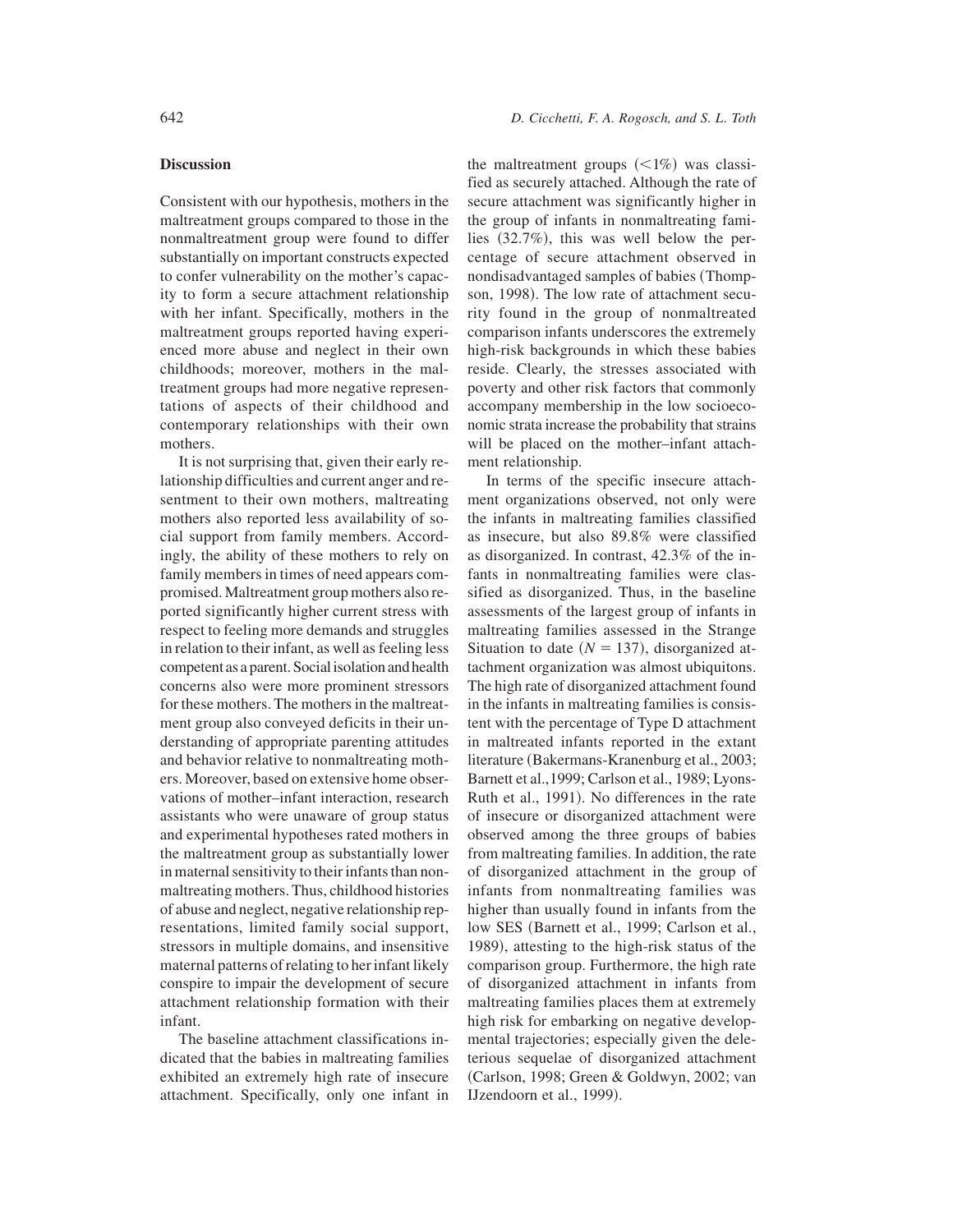## Discussion

Consistent with our hypothesis, mothers in the maltreatment groups compared to those in the nonmaltreatment group were found to differ substantially on important constructs expected to confer vulnerability on the mother's capacity to form a secure attachment relationship with her infant. Specifically, mothers in the maltreatment groups reported having experienced more abuse and neglect in their own childhoods; moreover, mothers in the maltreatment groups had more negative representations of aspects of their childhood and contemporary relationships with their own mothers.

It is not surprising that, given their early relationship difficulties and current anger and resentment to their own mothers, maltreating mothers also reported less availability of social support from family members. Accordingly, the ability of these mothers to rely on family members in times of need appears compromised. Maltreatment group mothers also reported significantly higher current stress with respect to feeling more demands and struggles in relation to their infant, as well as feeling less competent as a parent. Social isolation and health concerns also were more prominent stressors for these mothers. The mothers in the maltreatment group also conveyed deficits in their understanding of appropriate parenting attitudes and behavior relative to nonmaltreating mothers. Moreover, based on extensive home observations of mother–infant interaction, research assistants who were unaware of group status and experimental hypotheses rated mothers in the maltreatment group as substantially lower in maternal sensitivity to their infants than nonmaltreating mothers. Thus, childhood histories of abuse and neglect, negative relationship representations, limited family social support, stressors in multiple domains, and insensitive maternal patterns of relating to her infant likely conspire to impair the development of secure attachment relationship formation with their infant.

The baseline attachment classifications indicated that the babies in maltreating families exhibited an extremely high rate of insecure attachment. Specifically, only one infant in the maltreatment groups (<1%) was classified as securely attached. Although the rate of secure attachment was significantly higher in the group of infants in nonmaltreating families (32.7%), this was well below the percentage of secure attachment observed in nondisadvantaged samples of babies (Thompson, 1998). The low rate of attachment security found in the group of nonmaltreated comparison infants underscores the extremely high-risk backgrounds in which these babies reside. Clearly, the stresses associated with poverty and other risk factors that commonly accompany membership in the low socioeconomic strata increase the probability that strains will be placed on the mother–infant attachment relationship.

In terms of the specific insecure attachment organizations observed, not only were the infants in maltreating families classified as insecure, but also 89.8% were classified as disorganized. In contrast, 42.3% of the infants in nonmaltreating families were classified as disorganized. Thus, in the baseline assessments of the largest group of infants in maltreating families assessed in the Strange Situation to date ($N = 137$), disorganized attachment organization was almost ubiquitons. The high rate of disorganized attachment found in the infants in maltreating families is consistent with the percentage of Type D attachment in maltreated infants reported in the extant literature (Bakermans-Kranenburg et al., 2003; Barnett et al.,1999; Carlson et al., 1989; Lyons-Ruth et al., 1991). No differences in the rate of insecure or disorganized attachment were observed among the three groups of babies from maltreating families. In addition, the rate of disorganized attachment in the group of infants from nonmaltreating families was higher than usually found in infants from the low SES (Barnett et al., 1999; Carlson et al., 1989), attesting to the high-risk status of the comparison group. Furthermore, the high rate of disorganized attachment in infants from maltreating families places them at extremely high risk for embarking on negative developmental trajectories; especially given the deleterious sequelae of disorganized attachment (Carlson, 1998; Green & Goldwyn, 2002; van IJzendoorn et al., 1999).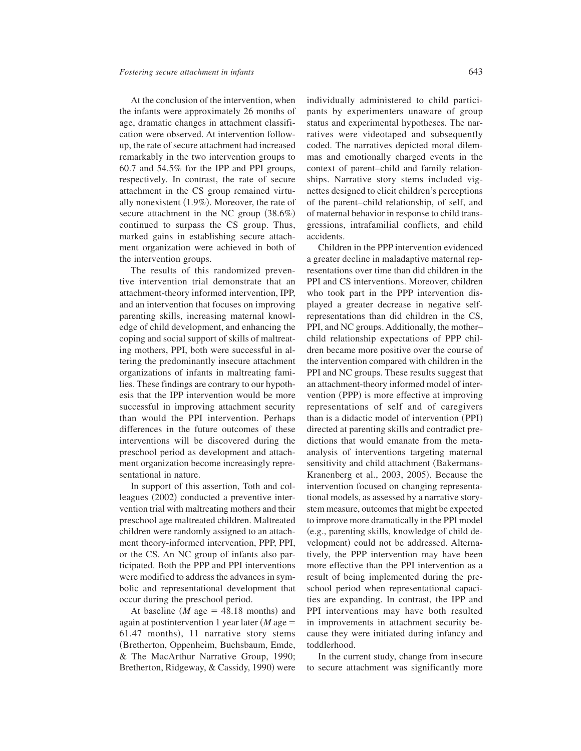At the conclusion of the intervention, when the infants were approximately 26 months of age, dramatic changes in attachment classification were observed. At intervention follow-up, the rate of secure attachment had increased remarkably in the two intervention groups to 60.7 and 54.5% for the IPP and PPI groups, respectively. In contrast, the rate of secure attachment in the CS group remained virtually nonexistent (1.9%). Moreover, the rate of secure attachment in the NC group (38.6%) continued to surpass the CS group. Thus, marked gains in establishing secure attachment organization were achieved in both of the intervention groups.

The results of this randomized preventive intervention trial demonstrate that an attachment-theory informed intervention, IPP, and an intervention that focuses on improving parenting skills, increasing maternal knowledge of child development, and enhancing the coping and social support of skills of maltreating mothers, PPI, both were successful in altering the predominantly insecure attachment organizations of infants in maltreating families. These findings are contrary to our hypothesis that the IPP intervention would be more successful in improving attachment security than would the PPI intervention. Perhaps differences in the future outcomes of these interventions will be discovered during the preschool period as development and attachment organization become increasingly representational in nature.

In support of this assertion, Toth and colleagues (2002) conducted a preventive intervention trial with maltreating mothers and their preschool age maltreated children. Maltreated children were randomly assigned to an attachment theory-informed intervention, PPP, PPI, or the CS. An NC group of infants also participated. Both the PPP and PPI interventions were modified to address the advances in symbolic and representational development that occur during the preschool period.

At baseline ($M$ age = 48.18 months) and again at postintervention 1 year later ($M$ age = 61.47 months), 11 narrative story stems (Bretherton, Oppenheim, Buchsbaum, Emde, & The MacArthur Narrative Group, 1990; Bretherton, Ridgeway, & Cassidy, 1990) were individually administered to child participants by experimenters unaware of group status and experimental hypotheses. The narratives were videotaped and subsequently coded. The narratives depicted moral dilemmas and emotionally charged events in the context of parent–child and family relationships. Narrative story stems included vignettes designed to elicit children's perceptions of the parent–child relationship, of self, and of maternal behavior in response to child transgressions, intrafamilial conflicts, and child accidents.

Children in the PPP intervention evidenced a greater decline in maladaptive maternal representations over time than did children in the PPI and CS interventions. Moreover, children who took part in the PPP intervention displayed a greater decrease in negative self-representations than did children in the CS, PPI, and NC groups. Additionally, the mother–child relationship expectations of PPP children became more positive over the course of the intervention compared with children in the PPI and NC groups. These results suggest that an attachment-theory informed model of intervention (PPP) is more effective at improving representations of self and of caregivers than is a didactic model of intervention (PPI) directed at parenting skills and contradict predictions that would emanate from the meta-analysis of interventions targeting maternal sensitivity and child attachment (Bakermans-Kranenberg et al., 2003, 2005). Because the intervention focused on changing representational models, as assessed by a narrative story-stem measure, outcomes that might be expected to improve more dramatically in the PPI model (e.g., parenting skills, knowledge of child development) could not be addressed. Alternatively, the PPP intervention may have been more effective than the PPI intervention as a result of being implemented during the preschool period when representational capacities are expanding. In contrast, the IPP and PPI interventions may have both resulted in improvements in attachment security because they were initiated during infancy and toddlerhood.

In the current study, change from insecure to secure attachment was significantly more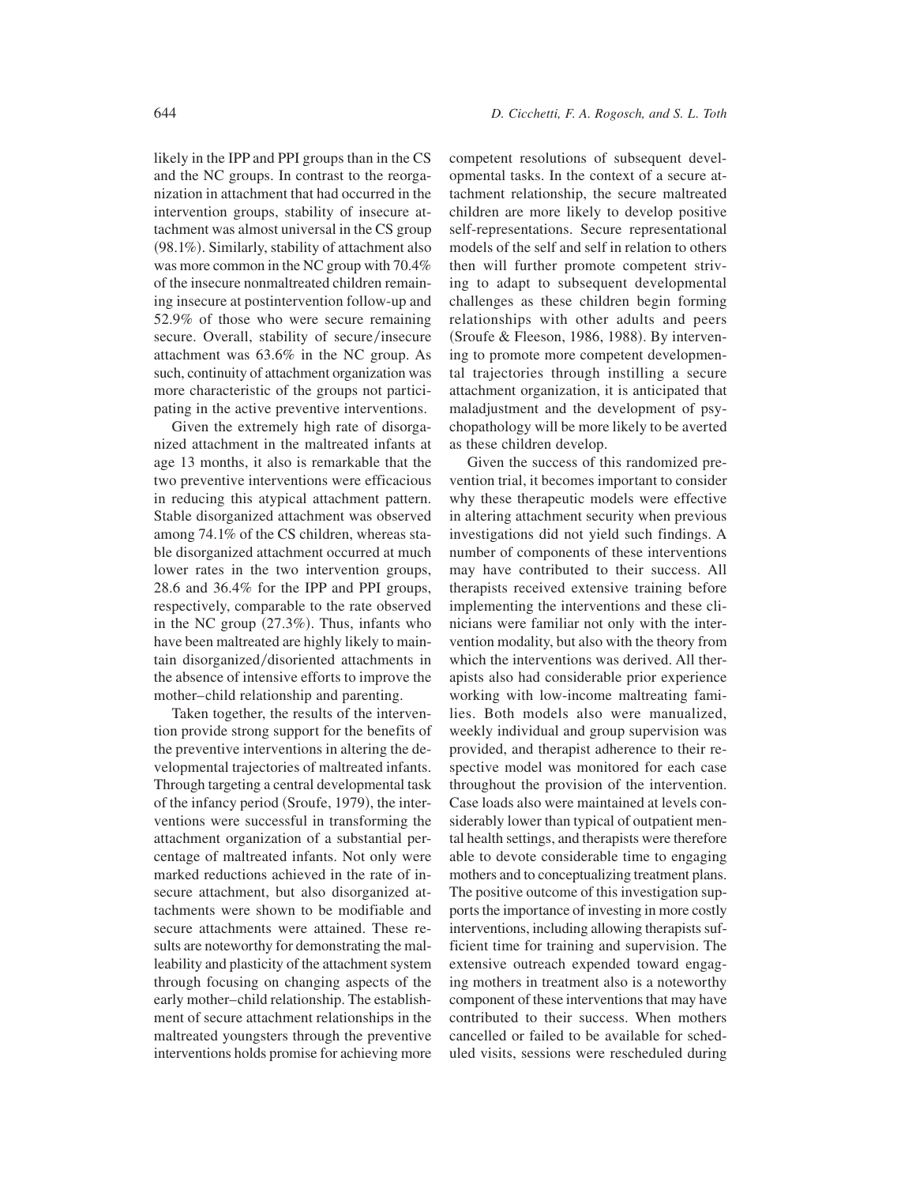likely in the IPP and PPI groups than in the CS and the NC groups. In contrast to the reorganization in attachment that had occurred in the intervention groups, stability of insecure attachment was almost universal in the CS group (98.1%). Similarly, stability of attachment also was more common in the NC group with 70.4% of the insecure nonmaltreated children remaining insecure at postintervention follow-up and 52.9% of those who were secure remaining secure. Overall, stability of secure/insecure attachment was 63.6% in the NC group. As such, continuity of attachment organization was more characteristic of the groups not participating in the active preventive interventions.

Given the extremely high rate of disorganized attachment in the maltreated infants at age 13 months, it also is remarkable that the two preventive interventions were efficacious in reducing this atypical attachment pattern. Stable disorganized attachment was observed among 74.1% of the CS children, whereas stable disorganized attachment occurred at much lower rates in the two intervention groups, 28.6 and 36.4% for the IPP and PPI groups, respectively, comparable to the rate observed in the NC group (27.3%). Thus, infants who have been maltreated are highly likely to maintain disorganized/disoriented attachments in the absence of intensive efforts to improve the mother–child relationship and parenting.

Taken together, the results of the intervention provide strong support for the benefits of the preventive interventions in altering the developmental trajectories of maltreated infants. Through targeting a central developmental task of the infancy period (Sroufe, 1979), the interventions were successful in transforming the attachment organization of a substantial percentage of maltreated infants. Not only were marked reductions achieved in the rate of insecure attachment, but also disorganized attachments were shown to be modifiable and secure attachments were attained. These results are noteworthy for demonstrating the malleability and plasticity of the attachment system through focusing on changing aspects of the early mother–child relationship. The establishment of secure attachment relationships in the maltreated youngsters through the preventive interventions holds promise for achieving more competent resolutions of subsequent developmental tasks. In the context of a secure attachment relationship, the secure maltreated children are more likely to develop positive self-representations. Secure representational models of the self and self in relation to others then will further promote competent striving to adapt to subsequent developmental challenges as these children begin forming relationships with other adults and peers (Sroufe & Fleeson, 1986, 1988). By intervening to promote more competent developmental trajectories through instilling a secure attachment organization, it is anticipated that maladjustment and the development of psychopathology will be more likely to be averted as these children develop.

Given the success of this randomized prevention trial, it becomes important to consider why these therapeutic models were effective in altering attachment security when previous investigations did not yield such findings. A number of components of these interventions may have contributed to their success. All therapists received extensive training before implementing the interventions and these clinicians were familiar not only with the intervention modality, but also with the theory from which the interventions was derived. All therapists also had considerable prior experience working with low-income maltreating families. Both models also were manualized, weekly individual and group supervision was provided, and therapist adherence to their respective model was monitored for each case throughout the provision of the intervention. Case loads also were maintained at levels considerably lower than typical of outpatient mental health settings, and therapists were therefore able to devote considerable time to engaging mothers and to conceptualizing treatment plans. The positive outcome of this investigation supports the importance of investing in more costly interventions, including allowing therapists sufficient time for training and supervision. The extensive outreach expended toward engaging mothers in treatment also is a noteworthy component of these interventions that may have contributed to their success. When mothers cancelled or failed to be available for scheduled visits, sessions were rescheduled during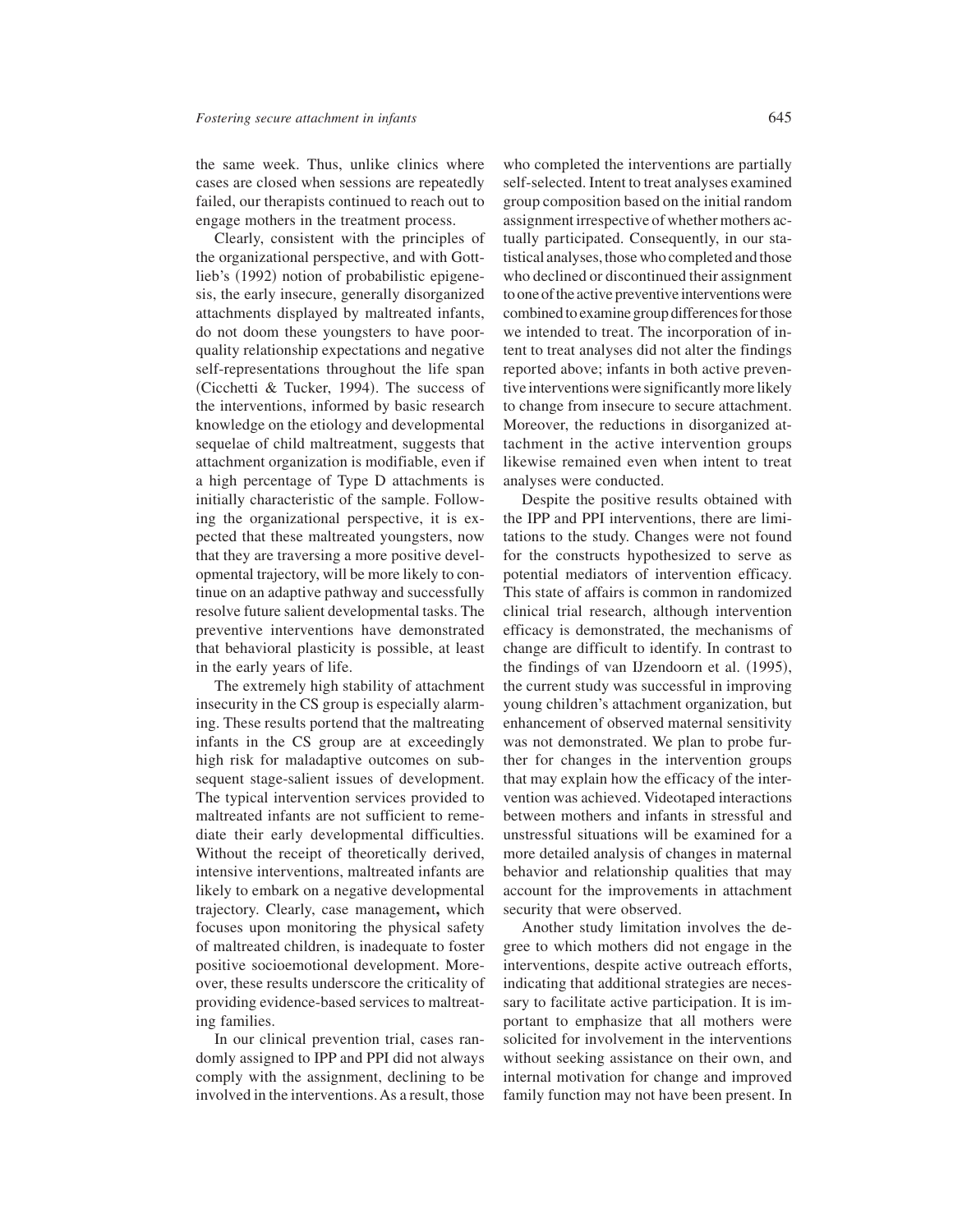the same week. Thus, unlike clinics where cases are closed when sessions are repeatedly failed, our therapists continued to reach out to engage mothers in the treatment process.

Clearly, consistent with the principles of the organizational perspective, and with Gottlieb's (1992) notion of probabilistic epigenesis, the early insecure, generally disorganized attachments displayed by maltreated infants, do not doom these youngsters to have poor-quality relationship expectations and negative self-representations throughout the life span (Cicchetti & Tucker, 1994). The success of the interventions, informed by basic research knowledge on the etiology and developmental sequelae of child maltreatment, suggests that attachment organization is modifiable, even if a high percentage of Type D attachments is initially characteristic of the sample. Following the organizational perspective, it is expected that these maltreated youngsters, now that they are traversing a more positive developmental trajectory, will be more likely to continue on an adaptive pathway and successfully resolve future salient developmental tasks. The preventive interventions have demonstrated that behavioral plasticity is possible, at least in the early years of life.

The extremely high stability of attachment insecurity in the CS group is especially alarming. These results portend that the maltreating infants in the CS group are at exceedingly high risk for maladaptive outcomes on subsequent stage-salient issues of development. The typical intervention services provided to maltreated infants are not sufficient to remediate their early developmental difficulties. Without the receipt of theoretically derived, intensive interventions, maltreated infants are likely to embark on a negative developmental trajectory. Clearly, case management**,** which focuses upon monitoring the physical safety of maltreated children, is inadequate to foster positive socioemotional development. Moreover, these results underscore the criticality of providing evidence-based services to maltreating families.

In our clinical prevention trial, cases randomly assigned to IPP and PPI did not always comply with the assignment, declining to be involved in the interventions. As a result, those who completed the interventions are partially self-selected. Intent to treat analyses examined group composition based on the initial random assignment irrespective of whether mothers actually participated. Consequently, in our statistical analyses, those who completed and those who declined or discontinued their assignment to one of the active preventive interventions were combined to examine group differences for those we intended to treat. The incorporation of intent to treat analyses did not alter the findings reported above; infants in both active preventive interventions were significantly more likely to change from insecure to secure attachment. Moreover, the reductions in disorganized attachment in the active intervention groups likewise remained even when intent to treat analyses were conducted.

Despite the positive results obtained with the IPP and PPI interventions, there are limitations to the study. Changes were not found for the constructs hypothesized to serve as potential mediators of intervention efficacy. This state of affairs is common in randomized clinical trial research, although intervention efficacy is demonstrated, the mechanisms of change are difficult to identify. In contrast to the findings of van IJzendoorn et al. (1995), the current study was successful in improving young children's attachment organization, but enhancement of observed maternal sensitivity was not demonstrated. We plan to probe further for changes in the intervention groups that may explain how the efficacy of the intervention was achieved. Videotaped interactions between mothers and infants in stressful and unstressful situations will be examined for a more detailed analysis of changes in maternal behavior and relationship qualities that may account for the improvements in attachment security that were observed.

Another study limitation involves the degree to which mothers did not engage in the interventions, despite active outreach efforts, indicating that additional strategies are necessary to facilitate active participation. It is important to emphasize that all mothers were solicited for involvement in the interventions without seeking assistance on their own, and internal motivation for change and improved family function may not have been present. In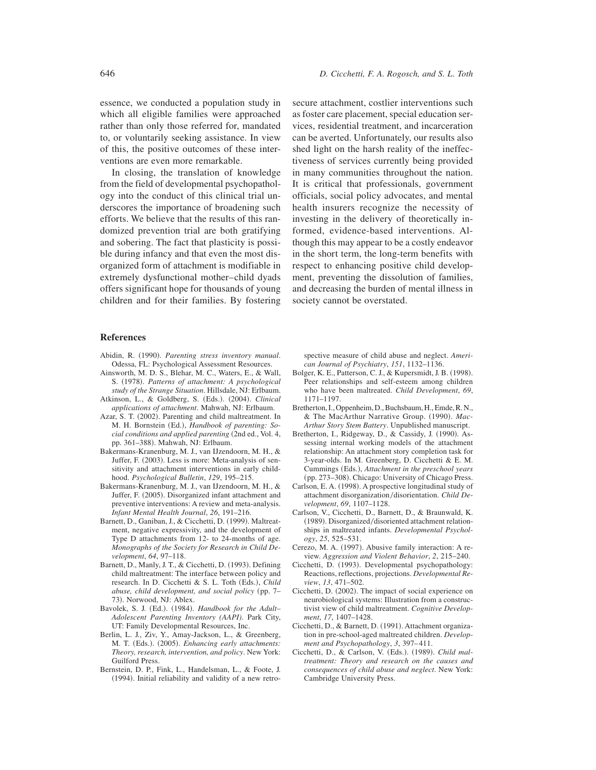essence, we conducted a population study in which all eligible families were approached rather than only those referred for, mandated to, or voluntarily seeking assistance. In view of this, the positive outcomes of these interventions are even more remarkable.

In closing, the translation of knowledge from the field of developmental psychopathology into the conduct of this clinical trial underscores the importance of broadening such efforts. We believe that the results of this randomized prevention trial are both gratifying and sobering. The fact that plasticity is possible during infancy and that even the most disorganized form of attachment is modifiable in extremely dysfunctional mother–child dyads offers significant hope for thousands of young children and for their families. By fostering secure attachment, costlier interventions such as foster care placement, special education services, residential treatment, and incarceration can be averted. Unfortunately, our results also shed light on the harsh reality of the ineffectiveness of services currently being provided in many communities throughout the nation. It is critical that professionals, government officials, social policy advocates, and mental health insurers recognize the necessity of investing in the delivery of theoretically informed, evidence-based interventions. Although this may appear to be a costly endeavor in the short term, the long-term benefits with respect to enhancing positive child development, preventing the dissolution of families, and decreasing the burden of mental illness in society cannot be overstated.

## References

Abidin, R. (1990). *Parenting stress inventory manual*. Odessa, FL: Psychological Assessment Resources.

Ainsworth, M. D. S., Blehar, M. C., Waters, E., & Wall, S. (1978). *Patterns of attachment: A psychological study of the Strange Situation*. Hillsdale, NJ: Erlbaum.

Atkinson, L., & Goldberg, S. (Eds.). (2004). *Clinical applications of attachment*. Mahwah, NJ: Erlbaum.

Azar, S. T. (2002). Parenting and child maltreatment. In M. H. Bornstein (Ed.), *Handbook of parenting: Social conditions and applied parenting* (2nd ed., Vol. 4, pp. 361–388). Mahwah, NJ: Erlbaum.

Bakermans-Kranenburg, M. J., van IJzendoorn, M. H., & Juffer, F. (2003). Less is more: Meta-analysis of sensitivity and attachment interventions in early childhood. *Psychological Bulletin*, *129*, 195–215.

Bakermans-Kranenburg, M. J., van IJzendoorn, M. H., & Juffer, F. (2005). Disorganized infant attachment and preventive interventions: A review and meta-analysis. *Infant Mental Health Journal*, *26*, 191–216.

Barnett, D., Ganiban, J., & Cicchetti, D. (1999). Maltreatment, negative expressivity, and the development of Type D attachments from 12- to 24-months of age. *Monographs of the Society for Research in Child Development*, *64*, 97–118.

Barnett, D., Manly, J. T., & Cicchetti, D. (1993). Defining child maltreatment: The interface between policy and research. In D. Cicchetti & S. L. Toth (Eds.), *Child abuse, child development, and social policy* (pp. 7–73). Norwood, NJ: Ablex.

Bavolek, S. J. (Ed.). (1984). *Handbook for the Adult–Adolescent Parenting Inventory (AAPI)*. Park City, UT: Family Developmental Resources, Inc.

Berlin, L. J., Ziv, Y., Amay-Jackson, L., & Greenberg, M. T. (Eds.). (2005). *Enhancing early attachments: Theory, research, intervention, and policy*. New York: Guilford Press.

Bernstein, D. P., Fink, L., Handelsman, L., & Foote, J. (1994). Initial reliability and validity of a new retrospective measure of child abuse and neglect. *American Journal of Psychiatry*, *151*, 1132–1136.

Bolger, K. E., Patterson, C. J., & Kupersmidt, J. B. (1998). Peer relationships and self-esteem among children who have been maltreated. *Child Development*, *69*, 1171–1197.

Bretherton, I., Oppenheim, D., Buchsbaum, H., Emde, R. N., & The MacArthur Narrative Group. (1990). *MacArthur Story Stem Battery*. Unpublished manuscript.

Bretherton, I., Ridgeway, D., & Cassidy, J. (1990). Assessing internal working models of the attachment relationship: An attachment story completion task for 3-year-olds. In M. Greenberg, D. Cicchetti & E. M. Cummings (Eds.), *Attachment in the preschool years* (pp. 273–308). Chicago: University of Chicago Press.

Carlson, E. A. (1998). A prospective longitudinal study of attachment disorganization/disorientation. *Child Development*, *69*, 1107–1128.

Carlson, V., Cicchetti, D., Barnett, D., & Braunwald, K. (1989). Disorganized/disoriented attachment relationships in maltreated infants. *Developmental Psychology*, *25*, 525–531.

Cerezo, M. A. (1997). Abusive family interaction: A review. *Aggression and Violent Behavior*, *2*, 215–240.

Cicchetti, D. (1993). Developmental psychopathology: Reactions, reflections, projections. *Developmental Review*, *13*, 471–502.

Cicchetti, D. (2002). The impact of social experience on neurobiological systems: Illustration from a constructivist view of child maltreatment. *Cognitive Development*, *17*, 1407–1428.

Cicchetti, D., & Barnett, D. (1991). Attachment organization in pre-school-aged maltreated children. *Development and Psychopathology*, *3*, 397–411.

Cicchetti, D., & Carlson, V. (Eds.). (1989). *Child maltreatment: Theory and research on the causes and consequences of child abuse and neglect*. New York: Cambridge University Press.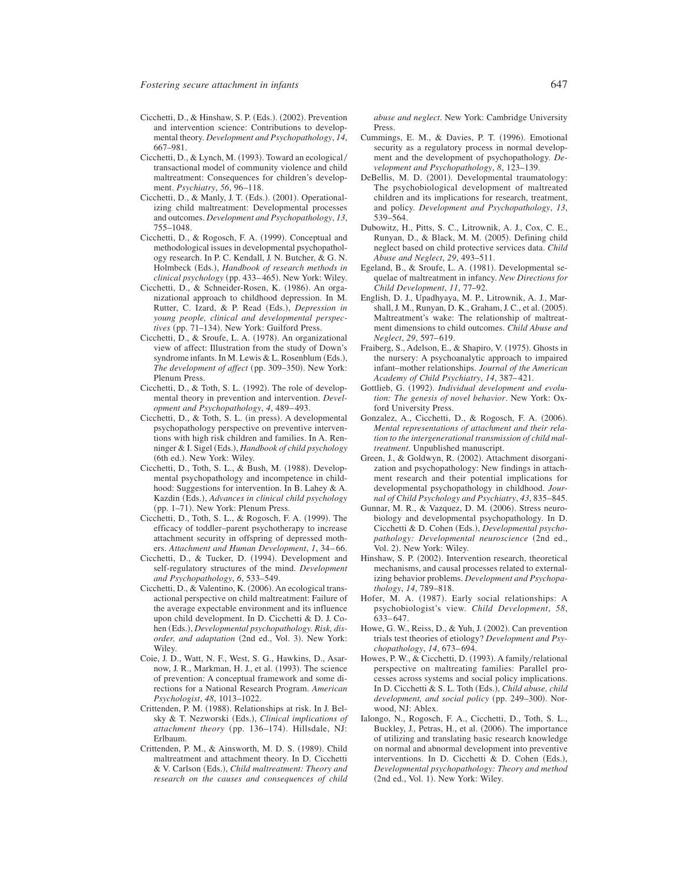Cicchetti, D., & Hinshaw, S. P. (Eds.). (2002). Prevention and intervention science: Contributions to developmental theory. *Development and Psychopathology*, *14*, 667–981.

Cicchetti, D., & Lynch, M. (1993). Toward an ecological/transactional model of community violence and child maltreatment: Consequences for children's development. *Psychiatry*, *56*, 96–118.

Cicchetti, D., & Manly, J. T. (Eds.). (2001). Operationalizing child maltreatment: Developmental processes and outcomes. *Development and Psychopathology*, *13*, 755–1048.

Cicchetti, D., & Rogosch, F. A. (1999). Conceptual and methodological issues in developmental psychopathology research. In P. C. Kendall, J. N. Butcher, & G. N. Holmbeck (Eds.), *Handbook of research methods in clinical psychology* (pp. 433–465). New York: Wiley.

Cicchetti, D., & Schneider-Rosen, K. (1986). An organizational approach to childhood depression. In M. Rutter, C. Izard, & P. Read (Eds.), *Depression in young people, clinical and developmental perspectives* (pp. 71–134). New York: Guilford Press.

Cicchetti, D., & Sroufe, L. A. (1978). An organizational view of affect: Illustration from the study of Down's syndrome infants. In M. Lewis & L. Rosenblum (Eds.), *The development of affect* (pp. 309–350). New York: Plenum Press.

Cicchetti, D., & Toth, S. L. (1992). The role of developmental theory in prevention and intervention. *Development and Psychopathology*, *4*, 489–493.

Cicchetti, D., & Toth, S. L. (in press). A developmental psychopathology perspective on preventive interventions with high risk children and families. In A. Renninger & I. Sigel (Eds.), *Handbook of child psychology* (6th ed.). New York: Wiley.

Cicchetti, D., Toth, S. L., & Bush, M. (1988). Developmental psychopathology and incompetence in childhood: Suggestions for intervention. In B. Lahey & A. Kazdin (Eds.), *Advances in clinical child psychology* (pp. 1–71). New York: Plenum Press.

Cicchetti, D., Toth, S. L., & Rogosch, F. A. (1999). The efficacy of toddler–parent psychotherapy to increase attachment security in offspring of depressed mothers. *Attachment and Human Development*, *1*, 34–66.

Cicchetti, D., & Tucker, D. (1994). Development and self-regulatory structures of the mind. *Development and Psychopathology*, *6*, 533–549.

Cicchetti, D., & Valentino, K. (2006). An ecological transactional perspective on child maltreatment: Failure of the average expectable environment and its influence upon child development. In D. Cicchetti & D. J. Cohen (Eds.), *Developmental psychopathology. Risk, disorder, and adaptation* (2nd ed., Vol. 3). New York: Wiley.

Coie, J. D., Watt, N. F., West, S. G., Hawkins, D., Asarnow, J. R., Markman, H. J., et al. (1993). The science of prevention: A conceptual framework and some directions for a National Research Program. *American Psychologist*, *48*, 1013–1022.

Crittenden, P. M. (1988). Relationships at risk. In J. Belsky & T. Nezworski (Eds.), *Clinical implications of attachment theory* (pp. 136–174). Hillsdale, NJ: Erlbaum.

Crittenden, P. M., & Ainsworth, M. D. S. (1989). Child maltreatment and attachment theory. In D. Cicchetti & V. Carlson (Eds.), *Child maltreatment: Theory and research on the causes and consequences of child abuse and neglect*. New York: Cambridge University Press.

Cummings, E. M., & Davies, P. T. (1996). Emotional security as a regulatory process in normal development and the development of psychopathology. *Development and Psychopathology*, *8*, 123–139.

DeBellis, M. D. (2001). Developmental traumatology: The psychobiological development of maltreated children and its implications for research, treatment, and policy. *Development and Psychopathology*, *13*, 539–564.

Dubowitz, H., Pitts, S. C., Litrownik, A. J., Cox, C. E., Runyan, D., & Black, M. M. (2005). Defining child neglect based on child protective services data. *Child Abuse and Neglect*, *29*, 493–511.

Egeland, B., & Sroufe, L. A. (1981). Developmental sequelae of maltreatment in infancy. *New Directions for Child Development*, *11*, 77–92.

English, D. J., Upadhyaya, M. P., Litrownik, A. J., Marshall, J. M., Runyan, D. K., Graham, J. C., et al. (2005). Maltreatment's wake: The relationship of maltreatment dimensions to child outcomes. *Child Abuse and Neglect*, *29*, 597–619.

Fraiberg, S., Adelson, E., & Shapiro, V. (1975). Ghosts in the nursery: A psychoanalytic approach to impaired infant–mother relationships. *Journal of the American Academy of Child Psychiatry*, *14*, 387–421.

Gottlieb, G. (1992). *Individual development and evolution: The genesis of novel behavior*. New York: Oxford University Press.

Gonzalez, A., Cicchetti, D., & Rogosch, F. A. (2006). *Mental representations of attachment and their relation to the intergenerational transmission of child maltreatment*. Unpublished manuscript.

Green, J., & Goldwyn, R. (2002). Attachment disorganization and psychopathology: New findings in attachment research and their potential implications for developmental psychopathology in childhood. *Journal of Child Psychology and Psychiatry*, *43*, 835–845.

Gunnar, M. R., & Vazquez, D. M. (2006). Stress neurobiology and developmental psychopathology. In D. Cicchetti & D. Cohen (Eds.), *Developmental psychopathology: Developmental neuroscience* (2nd ed., Vol. 2). New York: Wiley.

Hinshaw, S. P. (2002). Intervention research, theoretical mechanisms, and causal processes related to externalizing behavior problems. *Development and Psychopathology*, *14*, 789–818.

Hofer, M. A. (1987). Early social relationships: A psychobiologist's view. *Child Development*, *58*, 633–647.

Howe, G. W., Reiss, D., & Yuh, J. (2002). Can prevention trials test theories of etiology? *Development and Psychopathology*, *14*, 673–694.

Howes, P. W., & Cicchetti, D. (1993). A family/relational perspective on maltreating families: Parallel processes across systems and social policy implications. In D. Cicchetti & S. L. Toth (Eds.), *Child abuse, child development, and social policy* (pp. 249–300). Norwood, NJ: Ablex.

Ialongo, N., Rogosch, F. A., Cicchetti, D., Toth, S. L., Buckley, J., Petras, H., et al. (2006). The importance of utilizing and translating basic research knowledge on normal and abnormal development into preventive interventions. In D. Cicchetti & D. Cohen (Eds.), *Developmental psychopathology: Theory and method* (2nd ed., Vol. 1). New York: Wiley.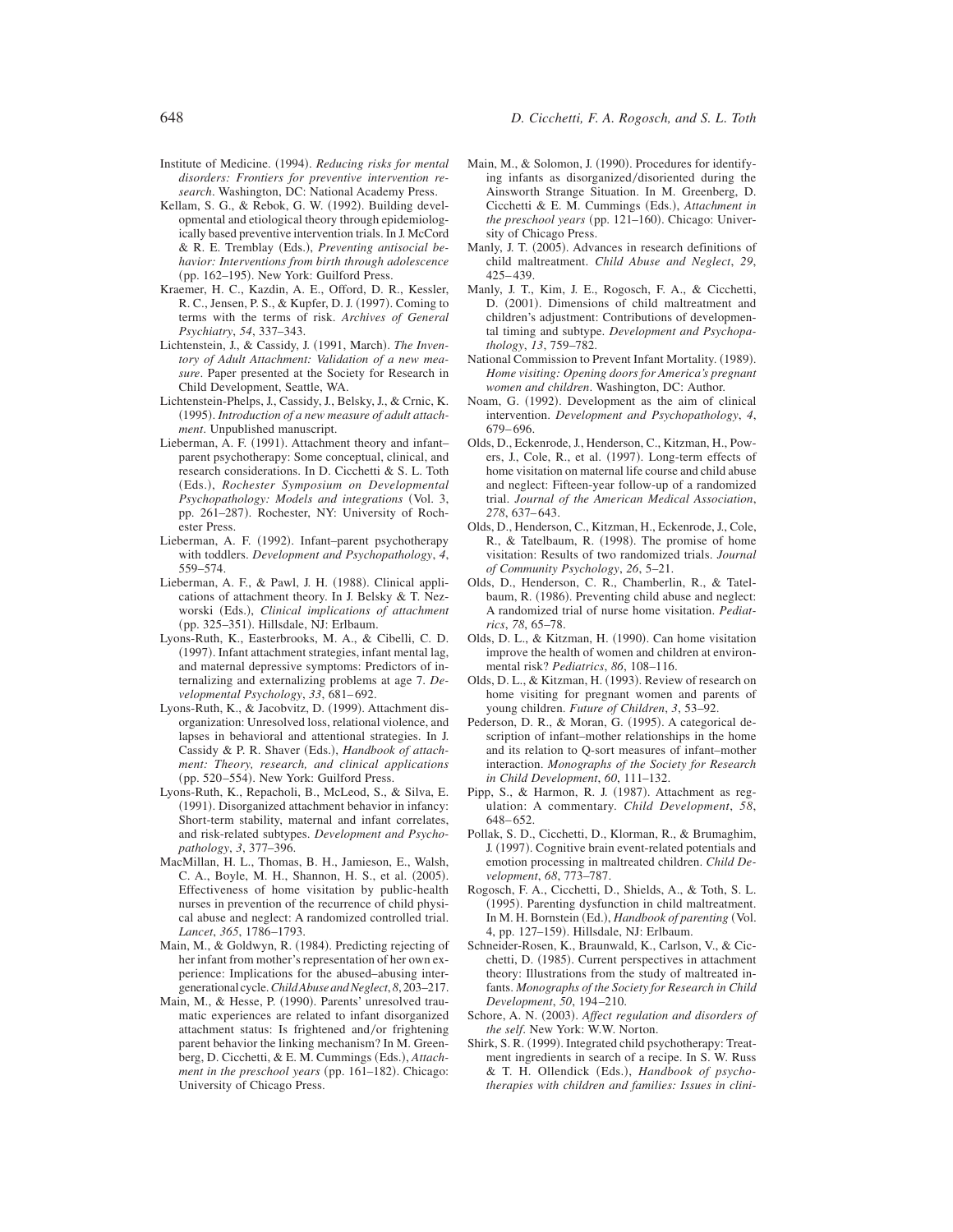Institute of Medicine. (1994). *Reducing risks for mental disorders: Frontiers for preventive intervention research*. Washington, DC: National Academy Press.

Kellam, S. G., & Rebok, G. W. (1992). Building developmental and etiological theory through epidemiologically based preventive intervention trials. In J. McCord & R. E. Tremblay (Eds.), *Preventing antisocial behavior: Interventions from birth through adolescence* (pp. 162–195). New York: Guilford Press.

Kraemer, H. C., Kazdin, A. E., Offord, D. R., Kessler, R. C., Jensen, P. S., & Kupfer, D. J. (1997). Coming to terms with the terms of risk. *Archives of General Psychiatry*, *54*, 337–343.

Lichtenstein, J., & Cassidy, J. (1991, March). *The Inventory of Adult Attachment: Validation of a new measure*. Paper presented at the Society for Research in Child Development, Seattle, WA.

Lichtenstein-Phelps, J., Cassidy, J., Belsky, J., & Crnic, K. (1995). *Introduction of a new measure of adult attachment*. Unpublished manuscript.

Lieberman, A. F. (1991). Attachment theory and infant–parent psychotherapy: Some conceptual, clinical, and research considerations. In D. Cicchetti & S. L. Toth (Eds.), *Rochester Symposium on Developmental Psychopathology: Models and integrations* (Vol. 3, pp. 261–287). Rochester, NY: University of Rochester Press.

Lieberman, A. F. (1992). Infant–parent psychotherapy with toddlers. *Development and Psychopathology*, *4*, 559–574.

Lieberman, A. F., & Pawl, J. H. (1988). Clinical applications of attachment theory. In J. Belsky & T. Nezworski (Eds.), *Clinical implications of attachment* (pp. 325–351). Hillsdale, NJ: Erlbaum.

Lyons-Ruth, K., Easterbrooks, M. A., & Cibelli, C. D. (1997). Infant attachment strategies, infant mental lag, and maternal depressive symptoms: Predictors of internalizing and externalizing problems at age 7. *Developmental Psychology*, *33*, 681–692.

Lyons-Ruth, K., & Jacobvitz, D. (1999). Attachment disorganization: Unresolved loss, relational violence, and lapses in behavioral and attentional strategies. In J. Cassidy & P. R. Shaver (Eds.), *Handbook of attachment: Theory, research, and clinical applications* (pp. 520–554). New York: Guilford Press.

Lyons-Ruth, K., Repacholi, B., McLeod, S., & Silva, E. (1991). Disorganized attachment behavior in infancy: Short-term stability, maternal and infant correlates, and risk-related subtypes. *Development and Psychopathology*, *3*, 377–396.

MacMillan, H. L., Thomas, B. H., Jamieson, E., Walsh, C. A., Boyle, M. H., Shannon, H. S., et al. (2005). Effectiveness of home visitation by public-health nurses in prevention of the recurrence of child physical abuse and neglect: A randomized controlled trial. *Lancet*, *365*, 1786–1793.

Main, M., & Goldwyn, R. (1984). Predicting rejecting of her infant from mother's representation of her own experience: Implications for the abused–abusing intergenerational cycle. *Child Abuse and Neglect*, *8*, 203–217.

Main, M., & Hesse, P. (1990). Parents' unresolved traumatic experiences are related to infant disorganized attachment status: Is frightened and/or frightening parent behavior the linking mechanism? In M. Greenberg, D. Cicchetti, & E. M. Cummings (Eds.), *Attachment in the preschool years* (pp. 161–182). Chicago: University of Chicago Press.

Main, M., & Solomon, J. (1990). Procedures for identifying infants as disorganized/disoriented during the Ainsworth Strange Situation. In M. Greenberg, D. Cicchetti & E. M. Cummings (Eds.), *Attachment in the preschool years* (pp. 121–160). Chicago: University of Chicago Press.

Manly, J. T. (2005). Advances in research definitions of child maltreatment. *Child Abuse and Neglect*, *29*, 425–439.

Manly, J. T., Kim, J. E., Rogosch, F. A., & Cicchetti, D. (2001). Dimensions of child maltreatment and children's adjustment: Contributions of developmental timing and subtype. *Development and Psychopathology*, *13*, 759–782.

National Commission to Prevent Infant Mortality. (1989). *Home visiting: Opening doors for America's pregnant women and children*. Washington, DC: Author.

Noam, G. (1992). Development as the aim of clinical intervention. *Development and Psychopathology*, *4*, 679–696.

Olds, D., Eckenrode, J., Henderson, C., Kitzman, H., Powers, J., Cole, R., et al. (1997). Long-term effects of home visitation on maternal life course and child abuse and neglect: Fifteen-year follow-up of a randomized trial. *Journal of the American Medical Association*, *278*, 637–643.

Olds, D., Henderson, C., Kitzman, H., Eckenrode, J., Cole, R., & Tatelbaum, R. (1998). The promise of home visitation: Results of two randomized trials. *Journal of Community Psychology*, *26*, 5–21.

Olds, D., Henderson, C. R., Chamberlin, R., & Tatelbaum, R. (1986). Preventing child abuse and neglect: A randomized trial of nurse home visitation. *Pediatrics*, *78*, 65–78.

Olds, D. L., & Kitzman, H. (1990). Can home visitation improve the health of women and children at environmental risk? *Pediatrics*, *86*, 108–116.

Olds, D. L., & Kitzman, H. (1993). Review of research on home visiting for pregnant women and parents of young children. *Future of Children*, *3*, 53–92.

Pederson, D. R., & Moran, G. (1995). A categorical description of infant–mother relationships in the home and its relation to Q-sort measures of infant–mother interaction. *Monographs of the Society for Research in Child Development*, *60*, 111–132.

Pipp, S., & Harmon, R. J. (1987). Attachment as regulation: A commentary. *Child Development*, *58*, 648–652.

Pollak, S. D., Cicchetti, D., Klorman, R., & Brumaghim, J. (1997). Cognitive brain event-related potentials and emotion processing in maltreated children. *Child Development*, *68*, 773–787.

Rogosch, F. A., Cicchetti, D., Shields, A., & Toth, S. L. (1995). Parenting dysfunction in child maltreatment. In M. H. Bornstein (Ed.), *Handbook of parenting* (Vol. 4, pp. 127–159). Hillsdale, NJ: Erlbaum.

Schneider-Rosen, K., Braunwald, K., Carlson, V., & Cicchetti, D. (1985). Current perspectives in attachment theory: Illustrations from the study of maltreated infants. *Monographs of the Society for Research in Child Development*, *50*, 194–210.

Schore, A. N. (2003). *Affect regulation and disorders of the self*. New York: W.W. Norton.

Shirk, S. R. (1999). Integrated child psychotherapy: Treatment ingredients in search of a recipe. In S. W. Russ & T. H. Ollendick (Eds.), *Handbook of psychotherapies with children and families: Issues in clini-*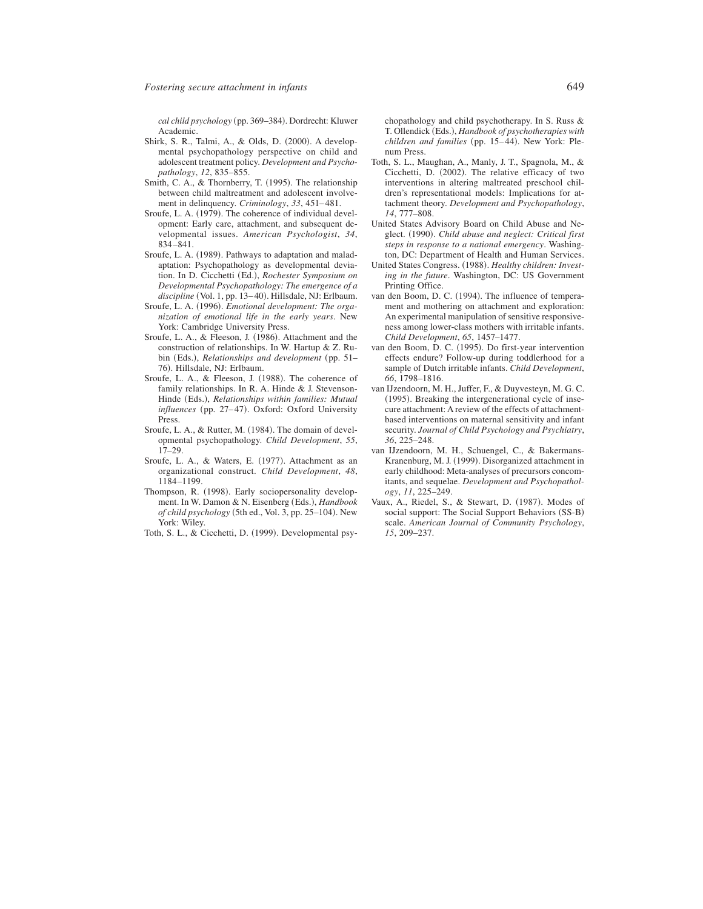*cal child psychology* (pp. 369–384). Dordrecht: Kluwer Academic.

Shirk, S. R., Talmi, A., & Olds, D. (2000). A developmental psychopathology perspective on child and adolescent treatment policy. *Development and Psychopathology*, *12*, 835–855.

Smith, C. A., & Thornberry, T. (1995). The relationship between child maltreatment and adolescent involvement in delinquency. *Criminology*, *33*, 451–481.

Sroufe, L. A. (1979). The coherence of individual development: Early care, attachment, and subsequent developmental issues. *American Psychologist*, *34*, 834–841.

Sroufe, L. A. (1989). Pathways to adaptation and maladaptation: Psychopathology as developmental deviation. In D. Cicchetti (Ed.), *Rochester Symposium on Developmental Psychopathology: The emergence of a discipline* (Vol. 1, pp. 13–40). Hillsdale, NJ: Erlbaum.

Sroufe, L. A. (1996). *Emotional development: The organization of emotional life in the early years*. New York: Cambridge University Press.

Sroufe, L. A., & Fleeson, J. (1986). Attachment and the construction of relationships. In W. Hartup & Z. Rubin (Eds.), *Relationships and development* (pp. 51–76). Hillsdale, NJ: Erlbaum.

Sroufe, L. A., & Fleeson, J. (1988). The coherence of family relationships. In R. A. Hinde & J. Stevenson-Hinde (Eds.), *Relationships within families: Mutual influences* (pp. 27–47). Oxford: Oxford University Press.

Sroufe, L. A., & Rutter, M. (1984). The domain of developmental psychopathology. *Child Development*, *55*, 17–29.

Sroufe, L. A., & Waters, E. (1977). Attachment as an organizational construct. *Child Development*, *48*, 1184–1199.

Thompson, R. (1998). Early sociopersonality development. In W. Damon & N. Eisenberg (Eds.), *Handbook of child psychology* (5th ed., Vol. 3, pp. 25–104). New York: Wiley.

Toth, S. L., & Cicchetti, D. (1999). Developmental psychopathology and child psychotherapy. In S. Russ & T. Ollendick (Eds.), *Handbook of psychotherapies with children and families* (pp. 15–44). New York: Plenum Press.

Toth, S. L., Maughan, A., Manly, J. T., Spagnola, M., & Cicchetti, D. (2002). The relative efficacy of two interventions in altering maltreated preschool children's representational models: Implications for attachment theory. *Development and Psychopathology*, *14*, 777–808.

United States Advisory Board on Child Abuse and Neglect. (1990). *Child abuse and neglect: Critical first steps in response to a national emergency*. Washington, DC: Department of Health and Human Services.

United States Congress. (1988). *Healthy children: Investing in the future*. Washington, DC: US Government Printing Office.

van den Boom, D. C. (1994). The influence of temperament and mothering on attachment and exploration: An experimental manipulation of sensitive responsiveness among lower-class mothers with irritable infants. *Child Development*, *65*, 1457–1477.

van den Boom, D. C. (1995). Do first-year intervention effects endure? Follow-up during toddlerhood for a sample of Dutch irritable infants. *Child Development*, *66*, 1798–1816.

van IJzendoorn, M. H., Juffer, F., & Duyvesteyn, M. G. C. (1995). Breaking the intergenerational cycle of insecure attachment: A review of the effects of attachment-based interventions on maternal sensitivity and infant security. *Journal of Child Psychology and Psychiatry*, *36*, 225–248.

van IJzendoorn, M. H., Schuengel, C., & Bakermans-Kranenburg, M. J. (1999). Disorganized attachment in early childhood: Meta-analyses of precursors concomitants, and sequelae. *Development and Psychopathology*, *11*, 225–249.

Vaux, A., Riedel, S., & Stewart, D. (1987). Modes of social support: The Social Support Behaviors (SS-B) scale. *American Journal of Community Psychology*, *15*, 209–237.